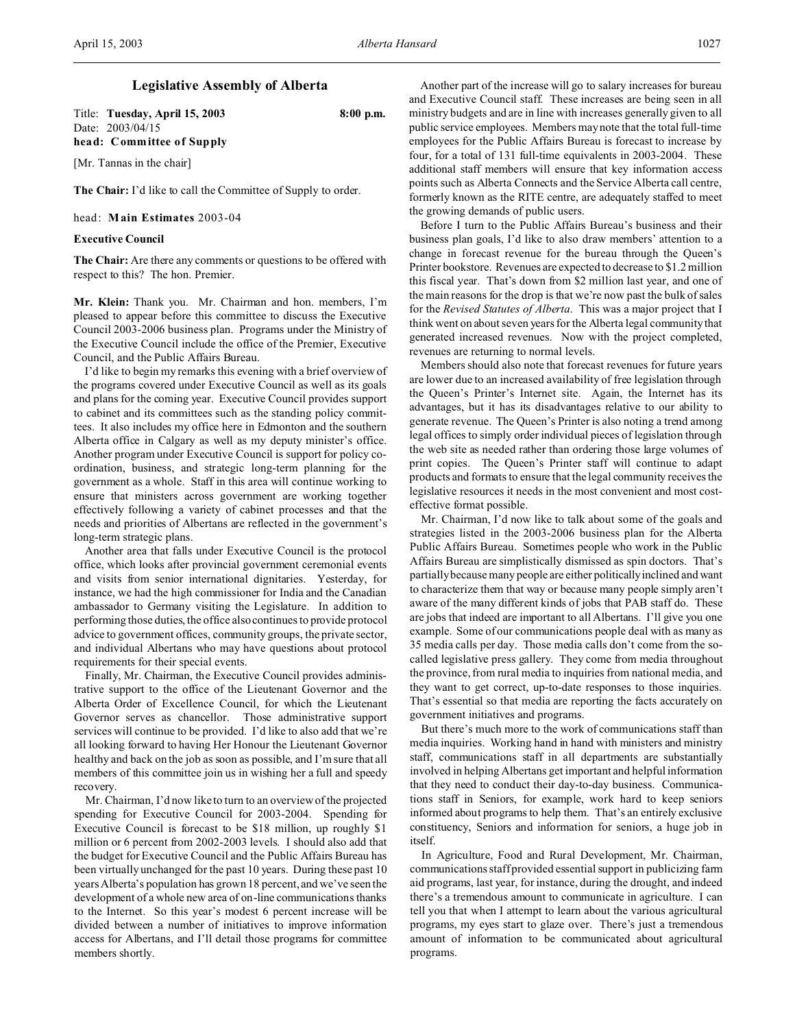# Legislative Assembly of Alberta

Title: **Tuesday, April 15, 2003** **8:00 p.m.**
Date: 2003/04/15
**head: Committee of Supply**

[Mr. Tannas in the chair]

**The Chair:** I'd like to call the Committee of Supply to order.

head: **Main Estimates** 2003-04

**Executive Council**

**The Chair:** Are there any comments or questions to be offered with respect to this? The hon. Premier.

**Mr. Klein:** Thank you. Mr. Chairman and hon. members, I'm pleased to appear before this committee to discuss the Executive Council 2003-2006 business plan. Programs under the Ministry of the Executive Council include the office of the Premier, Executive Council, and the Public Affairs Bureau.

I'd like to begin my remarks this evening with a brief overview of the programs covered under Executive Council as well as its goals and plans for the coming year. Executive Council provides support to cabinet and its committees such as the standing policy committees. It also includes my office here in Edmonton and the southern Alberta office in Calgary as well as my deputy minister's office. Another program under Executive Council is support for policy co-ordination, business, and strategic long-term planning for the government as a whole. Staff in this area will continue working to ensure that ministers across government are working together effectively following a variety of cabinet processes and that the needs and priorities of Albertans are reflected in the government's long-term strategic plans.

Another area that falls under Executive Council is the protocol office, which looks after provincial government ceremonial events and visits from senior international dignitaries. Yesterday, for instance, we had the high commissioner for India and the Canadian ambassador to Germany visiting the Legislature. In addition to performing those duties, the office also continues to provide protocol advice to government offices, community groups, the private sector, and individual Albertans who may have questions about protocol requirements for their special events.

Finally, Mr. Chairman, the Executive Council provides administrative support to the office of the Lieutenant Governor and the Alberta Order of Excellence Council, for which the Lieutenant Governor serves as chancellor. Those administrative support services will continue to be provided. I'd like to also add that we're all looking forward to having Her Honour the Lieutenant Governor healthy and back on the job as soon as possible, and I'm sure that all members of this committee join us in wishing her a full and speedy recovery.

Mr. Chairman, I'd now like to turn to an overview of the projected spending for Executive Council for 2003-2004. Spending for Executive Council is forecast to be $18 million, up roughly $1 million or 6 percent from 2002-2003 levels. I should also add that the budget for Executive Council and the Public Affairs Bureau has been virtually unchanged for the past 10 years. During these past 10 years Alberta's population has grown 18 percent, and we've seen the development of a whole new area of on-line communications thanks to the Internet. So this year's modest 6 percent increase will be divided between a number of initiatives to improve information access for Albertans, and I'll detail those programs for committee members shortly.

Another part of the increase will go to salary increases for bureau and Executive Council staff. These increases are being seen in all ministry budgets and are in line with increases generally given to all public service employees. Members may note that the total full-time employees for the Public Affairs Bureau is forecast to increase by four, for a total of 131 full-time equivalents in 2003-2004. These additional staff members will ensure that key information access points such as Alberta Connects and the Service Alberta call centre, formerly known as the RITE centre, are adequately staffed to meet the growing demands of public users.

Before I turn to the Public Affairs Bureau's business and their business plan goals, I'd like to also draw members' attention to a change in forecast revenue for the bureau through the Queen's Printer bookstore. Revenues are expected to decrease to $1.2 million this fiscal year. That's down from $2 million last year, and one of the main reasons for the drop is that we're now past the bulk of sales for the *Revised Statutes of Alberta*. This was a major project that I think went on about seven years for the Alberta legal community that generated increased revenues. Now with the project completed, revenues are returning to normal levels.

Members should also note that forecast revenues for future years are lower due to an increased availability of free legislation through the Queen's Printer's Internet site. Again, the Internet has its advantages, but it has its disadvantages relative to our ability to generate revenue. The Queen's Printer is also noting a trend among legal offices to simply order individual pieces of legislation through the web site as needed rather than ordering those large volumes of print copies. The Queen's Printer staff will continue to adapt products and formats to ensure that the legal community receives the legislative resources it needs in the most convenient and most cost-effective format possible.

Mr. Chairman, I'd now like to talk about some of the goals and strategies listed in the 2003-2006 business plan for the Alberta Public Affairs Bureau. Sometimes people who work in the Public Affairs Bureau are simplistically dismissed as spin doctors. That's partially because many people are either politically inclined and want to characterize them that way or because many people simply aren't aware of the many different kinds of jobs that PAB staff do. These are jobs that indeed are important to all Albertans. I'll give you one example. Some of our communications people deal with as many as 35 media calls per day. Those media calls don't come from the so-called legislative press gallery. They come from media throughout the province, from rural media to inquiries from national media, and they want to get correct, up-to-date responses to those inquiries. That's essential so that media are reporting the facts accurately on government initiatives and programs.

But there's much more to the work of communications staff than media inquiries. Working hand in hand with ministers and ministry staff, communications staff in all departments are substantially involved in helping Albertans get important and helpful information that they need to conduct their day-to-day business. Communications staff in Seniors, for example, work hard to keep seniors informed about programs to help them. That's an entirely exclusive constituency, Seniors and information for seniors, a huge job in itself.

In Agriculture, Food and Rural Development, Mr. Chairman, communications staff provided essential support in publicizing farm aid programs, last year, for instance, during the drought, and indeed there's a tremendous amount to communicate in agriculture. I can tell you that when I attempt to learn about the various agricultural programs, my eyes start to glaze over. There's just a tremendous amount of information to be communicated about agricultural programs.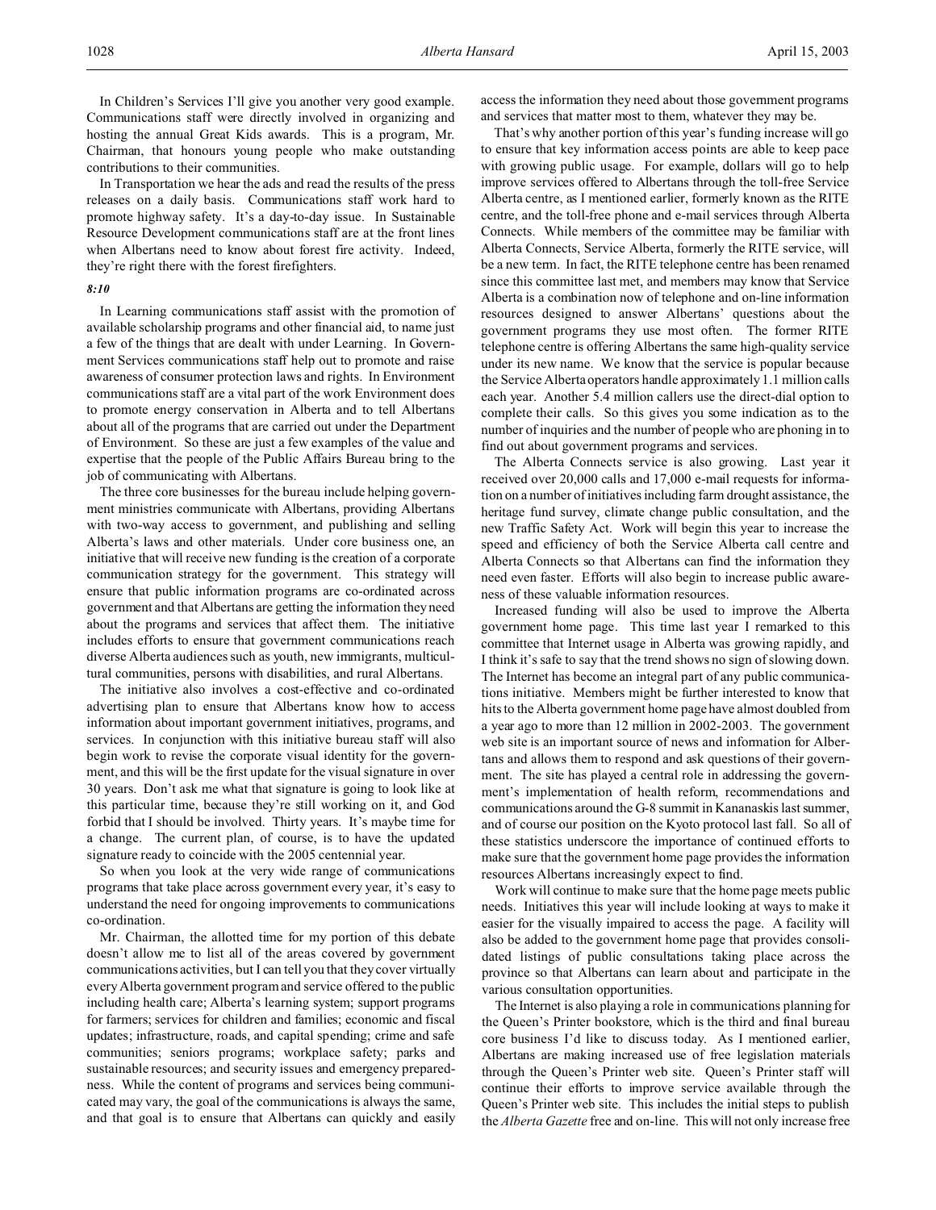In Children's Services I'll give you another very good example. Communications staff were directly involved in organizing and hosting the annual Great Kids awards. This is a program, Mr. Chairman, that honours young people who make outstanding contributions to their communities.

In Transportation we hear the ads and read the results of the press releases on a daily basis. Communications staff work hard to promote highway safety. It's a day-to-day issue. In Sustainable Resource Development communications staff are at the front lines when Albertans need to know about forest fire activity. Indeed, they're right there with the forest firefighters.

*8:10*

In Learning communications staff assist with the promotion of available scholarship programs and other financial aid, to name just a few of the things that are dealt with under Learning. In Government Services communications staff help out to promote and raise awareness of consumer protection laws and rights. In Environment communications staff are a vital part of the work Environment does to promote energy conservation in Alberta and to tell Albertans about all of the programs that are carried out under the Department of Environment. So these are just a few examples of the value and expertise that the people of the Public Affairs Bureau bring to the job of communicating with Albertans.

The three core businesses for the bureau include helping government ministries communicate with Albertans, providing Albertans with two-way access to government, and publishing and selling Alberta's laws and other materials. Under core business one, an initiative that will receive new funding is the creation of a corporate communication strategy for the government. This strategy will ensure that public information programs are co-ordinated across government and that Albertans are getting the information they need about the programs and services that affect them. The initiative includes efforts to ensure that government communications reach diverse Alberta audiences such as youth, new immigrants, multicultural communities, persons with disabilities, and rural Albertans.

The initiative also involves a cost-effective and co-ordinated advertising plan to ensure that Albertans know how to access information about important government initiatives, programs, and services. In conjunction with this initiative bureau staff will also begin work to revise the corporate visual identity for the government, and this will be the first update for the visual signature in over 30 years. Don't ask me what that signature is going to look like at this particular time, because they're still working on it, and God forbid that I should be involved. Thirty years. It's maybe time for a change. The current plan, of course, is to have the updated signature ready to coincide with the 2005 centennial year.

So when you look at the very wide range of communications programs that take place across government every year, it's easy to understand the need for ongoing improvements to communications co-ordination.

Mr. Chairman, the allotted time for my portion of this debate doesn't allow me to list all of the areas covered by government communications activities, but I can tell you that they cover virtually every Alberta government program and service offered to the public including health care; Alberta's learning system; support programs for farmers; services for children and families; economic and fiscal updates; infrastructure, roads, and capital spending; crime and safe communities; seniors programs; workplace safety; parks and sustainable resources; and security issues and emergency preparedness. While the content of programs and services being communicated may vary, the goal of the communications is always the same, and that goal is to ensure that Albertans can quickly and easily access the information they need about those government programs and services that matter most to them, whatever they may be.

That's why another portion of this year's funding increase will go to ensure that key information access points are able to keep pace with growing public usage. For example, dollars will go to help improve services offered to Albertans through the toll-free Service Alberta centre, as I mentioned earlier, formerly known as the RITE centre, and the toll-free phone and e-mail services through Alberta Connects. While members of the committee may be familiar with Alberta Connects, Service Alberta, formerly the RITE service, will be a new term. In fact, the RITE telephone centre has been renamed since this committee last met, and members may know that Service Alberta is a combination now of telephone and on-line information resources designed to answer Albertans' questions about the government programs they use most often. The former RITE telephone centre is offering Albertans the same high-quality service under its new name. We know that the service is popular because the Service Alberta operators handle approximately 1.1 million calls each year. Another 5.4 million callers use the direct-dial option to complete their calls. So this gives you some indication as to the number of inquiries and the number of people who are phoning in to find out about government programs and services.

The Alberta Connects service is also growing. Last year it received over 20,000 calls and 17,000 e-mail requests for information on a number of initiatives including farm drought assistance, the heritage fund survey, climate change public consultation, and the new Traffic Safety Act. Work will begin this year to increase the speed and efficiency of both the Service Alberta call centre and Alberta Connects so that Albertans can find the information they need even faster. Efforts will also begin to increase public awareness of these valuable information resources.

Increased funding will also be used to improve the Alberta government home page. This time last year I remarked to this committee that Internet usage in Alberta was growing rapidly, and I think it's safe to say that the trend shows no sign of slowing down. The Internet has become an integral part of any public communications initiative. Members might be further interested to know that hits to the Alberta government home page have almost doubled from a year ago to more than 12 million in 2002-2003. The government web site is an important source of news and information for Albertans and allows them to respond and ask questions of their government. The site has played a central role in addressing the government's implementation of health reform, recommendations and communications around the G-8 summit in Kananaskis last summer, and of course our position on the Kyoto protocol last fall. So all of these statistics underscore the importance of continued efforts to make sure that the government home page provides the information resources Albertans increasingly expect to find.

Work will continue to make sure that the home page meets public needs. Initiatives this year will include looking at ways to make it easier for the visually impaired to access the page. A facility will also be added to the government home page that provides consolidated listings of public consultations taking place across the province so that Albertans can learn about and participate in the various consultation opportunities.

The Internet is also playing a role in communications planning for the Queen's Printer bookstore, which is the third and final bureau core business I'd like to discuss today. As I mentioned earlier, Albertans are making increased use of free legislation materials through the Queen's Printer web site. Queen's Printer staff will continue their efforts to improve service available through the Queen's Printer web site. This includes the initial steps to publish the *Alberta Gazette* free and on-line. This will not only increase free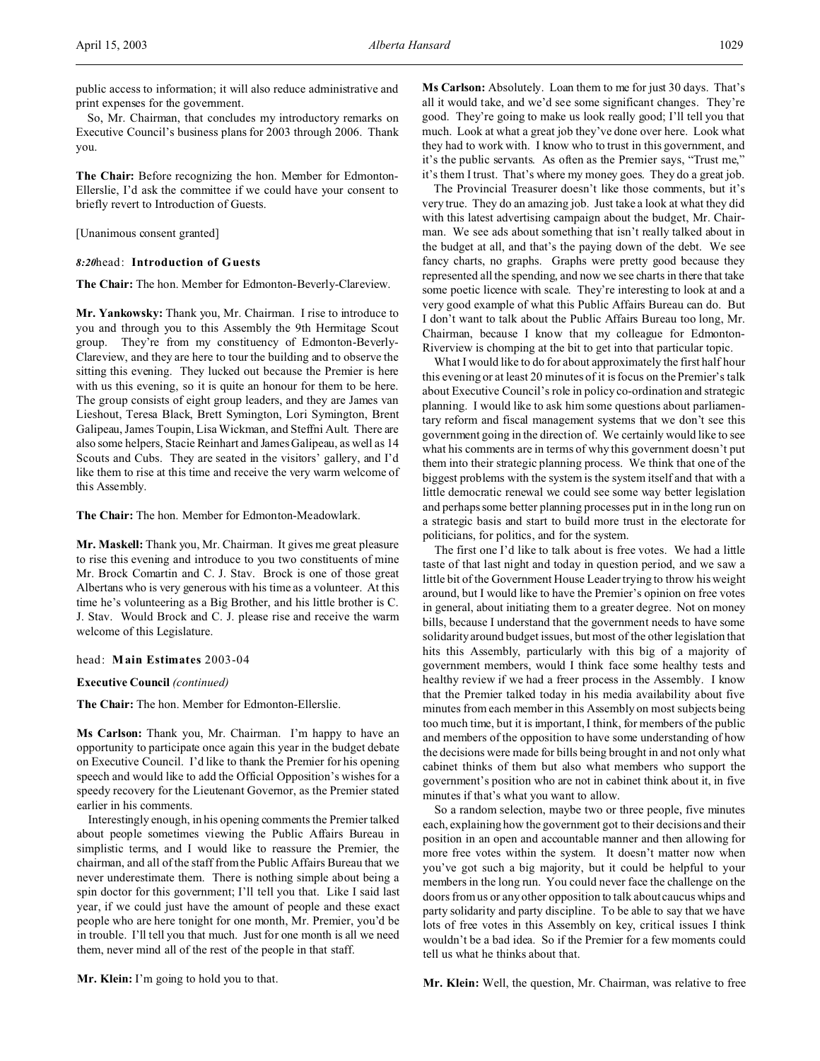public access to information; it will also reduce administrative and print expenses for the government.

So, Mr. Chairman, that concludes my introductory remarks on Executive Council's business plans for 2003 through 2006. Thank you.

**The Chair:** Before recognizing the hon. Member for Edmonton-Ellerslie, I'd ask the committee if we could have your consent to briefly revert to Introduction of Guests.

[Unanimous consent granted]

*8:20* head: **Introduction of Guests**

**The Chair:** The hon. Member for Edmonton-Beverly-Clareview.

**Mr. Yankowsky:** Thank you, Mr. Chairman. I rise to introduce to you and through you to this Assembly the 9th Hermitage Scout group. They're from my constituency of Edmonton-Beverly-Clareview, and they are here to tour the building and to observe the sitting this evening. They lucked out because the Premier is here with us this evening, so it is quite an honour for them to be here. The group consists of eight group leaders, and they are James van Lieshout, Teresa Black, Brett Symington, Lori Symington, Brent Galipeau, James Toupin, Lisa Wickman, and Steffni Ault. There are also some helpers, Stacie Reinhart and James Galipeau, as well as 14 Scouts and Cubs. They are seated in the visitors' gallery, and I'd like them to rise at this time and receive the very warm welcome of this Assembly.

**The Chair:** The hon. Member for Edmonton-Meadowlark.

**Mr. Maskell:** Thank you, Mr. Chairman. It gives me great pleasure to rise this evening and introduce to you two constituents of mine Mr. Brock Comartin and C. J. Stav. Brock is one of those great Albertans who is very generous with his time as a volunteer. At this time he's volunteering as a Big Brother, and his little brother is C. J. Stav. Would Brock and C. J. please rise and receive the warm welcome of this Legislature.

head: **Main Estimates** 2003-04

**Executive Council** *(continued)*

**The Chair:** The hon. Member for Edmonton-Ellerslie.

**Ms Carlson:** Thank you, Mr. Chairman. I'm happy to have an opportunity to participate once again this year in the budget debate on Executive Council. I'd like to thank the Premier for his opening speech and would like to add the Official Opposition's wishes for a speedy recovery for the Lieutenant Governor, as the Premier stated earlier in his comments.

Interestingly enough, in his opening comments the Premier talked about people sometimes viewing the Public Affairs Bureau in simplistic terms, and I would like to reassure the Premier, the chairman, and all of the staff from the Public Affairs Bureau that we never underestimate them. There is nothing simple about being a spin doctor for this government; I'll tell you that. Like I said last year, if we could just have the amount of people and these exact people who are here tonight for one month, Mr. Premier, you'd be in trouble. I'll tell you that much. Just for one month is all we need them, never mind all of the rest of the people in that staff.

**Mr. Klein:** I'm going to hold you to that.

**Ms Carlson:** Absolutely. Loan them to me for just 30 days. That's all it would take, and we'd see some significant changes. They're good. They're going to make us look really good; I'll tell you that much. Look at what a great job they've done over here. Look what they had to work with. I know who to trust in this government, and it's the public servants. As often as the Premier says, "Trust me," it's them I trust. That's where my money goes. They do a great job.

The Provincial Treasurer doesn't like those comments, but it's very true. They do an amazing job. Just take a look at what they did with this latest advertising campaign about the budget, Mr. Chairman. We see ads about something that isn't really talked about in the budget at all, and that's the paying down of the debt. We see fancy charts, no graphs. Graphs were pretty good because they represented all the spending, and now we see charts in there that take some poetic licence with scale. They're interesting to look at and a very good example of what this Public Affairs Bureau can do. But I don't want to talk about the Public Affairs Bureau too long, Mr. Chairman, because I know that my colleague for Edmonton-Riverview is chomping at the bit to get into that particular topic.

What I would like to do for about approximately the first half hour this evening or at least 20 minutes of it is focus on the Premier's talk about Executive Council's role in policy co-ordination and strategic planning. I would like to ask him some questions about parliamentary reform and fiscal management systems that we don't see this government going in the direction of. We certainly would like to see what his comments are in terms of why this government doesn't put them into their strategic planning process. We think that one of the biggest problems with the system is the system itself and that with a little democratic renewal we could see some way better legislation and perhaps some better planning processes put in in the long run on a strategic basis and start to build more trust in the electorate for politicians, for politics, and for the system.

The first one I'd like to talk about is free votes. We had a little taste of that last night and today in question period, and we saw a little bit of the Government House Leader trying to throw his weight around, but I would like to have the Premier's opinion on free votes in general, about initiating them to a greater degree. Not on money bills, because I understand that the government needs to have some solidarity around budget issues, but most of the other legislation that hits this Assembly, particularly with this big of a majority of government members, would I think face some healthy tests and healthy review if we had a freer process in the Assembly. I know that the Premier talked today in his media availability about five minutes from each member in this Assembly on most subjects being too much time, but it is important, I think, for members of the public and members of the opposition to have some understanding of how the decisions were made for bills being brought in and not only what cabinet thinks of them but also what members who support the government's position who are not in cabinet think about it, in five minutes if that's what you want to allow.

So a random selection, maybe two or three people, five minutes each, explaining how the government got to their decisions and their position in an open and accountable manner and then allowing for more free votes within the system. It doesn't matter now when you've got such a big majority, but it could be helpful to your members in the long run. You could never face the challenge on the doors from us or any other opposition to talk about caucus whips and party solidarity and party discipline. To be able to say that we have lots of free votes in this Assembly on key, critical issues I think wouldn't be a bad idea. So if the Premier for a few moments could tell us what he thinks about that.

**Mr. Klein:** Well, the question, Mr. Chairman, was relative to free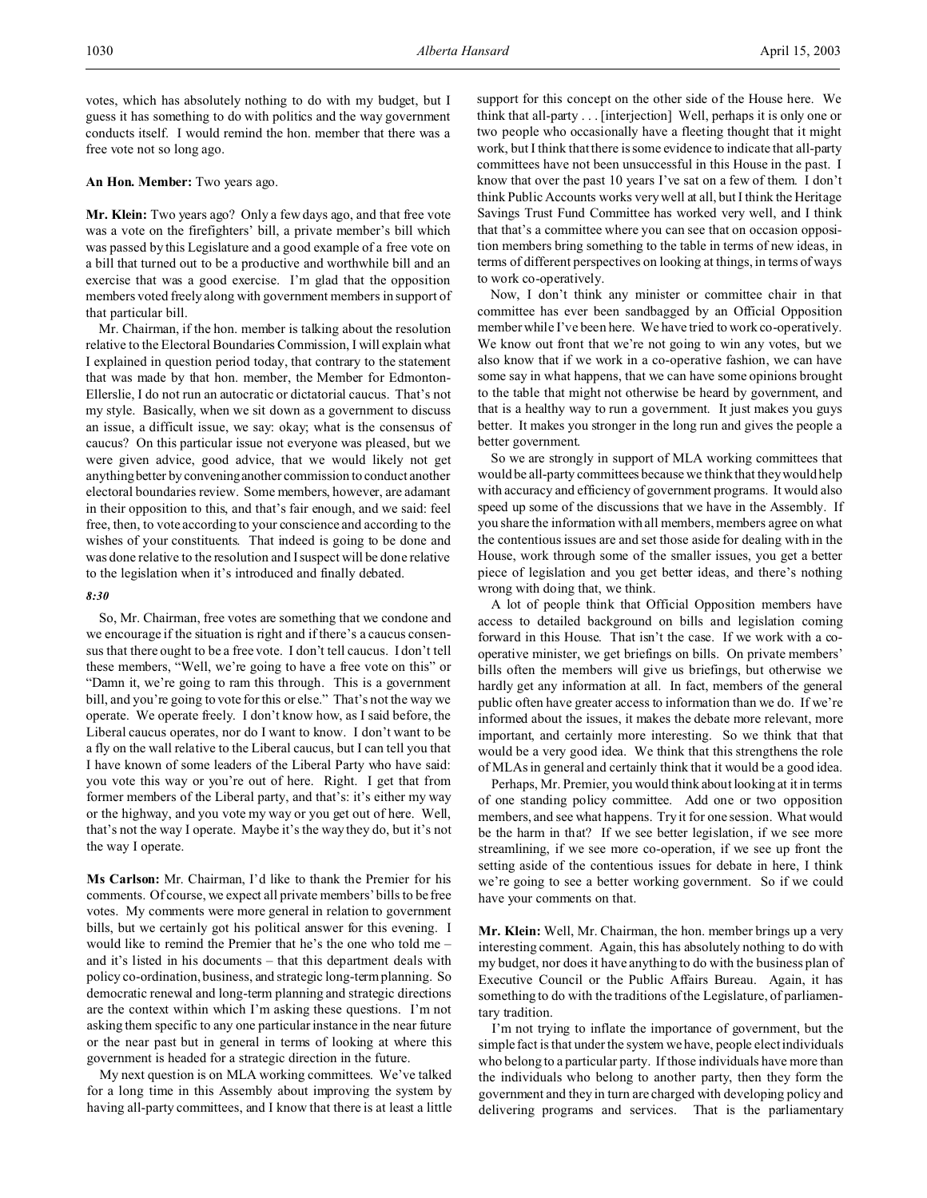votes, which has absolutely nothing to do with my budget, but I guess it has something to do with politics and the way government conducts itself. I would remind the hon. member that there was a free vote not so long ago.

**An Hon. Member:** Two years ago.

**Mr. Klein:** Two years ago? Only a few days ago, and that free vote was a vote on the firefighters' bill, a private member's bill which was passed by this Legislature and a good example of a free vote on a bill that turned out to be a productive and worthwhile bill and an exercise that was a good exercise. I'm glad that the opposition members voted freely along with government members in support of that particular bill.

Mr. Chairman, if the hon. member is talking about the resolution relative to the Electoral Boundaries Commission, I will explain what I explained in question period today, that contrary to the statement that was made by that hon. member, the Member for Edmonton-Ellerslie, I do not run an autocratic or dictatorial caucus. That's not my style. Basically, when we sit down as a government to discuss an issue, a difficult issue, we say: okay; what is the consensus of caucus? On this particular issue not everyone was pleased, but we were given advice, good advice, that we would likely not get anything better by convening another commission to conduct another electoral boundaries review. Some members, however, are adamant in their opposition to this, and that's fair enough, and we said: feel free, then, to vote according to your conscience and according to the wishes of your constituents. That indeed is going to be done and was done relative to the resolution and I suspect will be done relative to the legislation when it's introduced and finally debated.

*8:30*

So, Mr. Chairman, free votes are something that we condone and we encourage if the situation is right and if there's a caucus consensus that there ought to be a free vote. I don't tell caucus. I don't tell these members, "Well, we're going to have a free vote on this" or "Damn it, we're going to ram this through. This is a government bill, and you're going to vote for this or else." That's not the way we operate. We operate freely. I don't know how, as I said before, the Liberal caucus operates, nor do I want to know. I don't want to be a fly on the wall relative to the Liberal caucus, but I can tell you that I have known of some leaders of the Liberal Party who have said: you vote this way or you're out of here. Right. I get that from former members of the Liberal party, and that's: it's either my way or the highway, and you vote my way or you get out of here. Well, that's not the way I operate. Maybe it's the way they do, but it's not the way I operate.

**Ms Carlson:** Mr. Chairman, I'd like to thank the Premier for his comments. Of course, we expect all private members' bills to be free votes. My comments were more general in relation to government bills, but we certainly got his political answer for this evening. I would like to remind the Premier that he's the one who told me – and it's listed in his documents – that this department deals with policy co-ordination, business, and strategic long-term planning. So democratic renewal and long-term planning and strategic directions are the context within which I'm asking these questions. I'm not asking them specific to any one particular instance in the near future or the near past but in general in terms of looking at where this government is headed for a strategic direction in the future.

My next question is on MLA working committees. We've talked for a long time in this Assembly about improving the system by having all-party committees, and I know that there is at least a little support for this concept on the other side of the House here. We think that all-party . . . [interjection] Well, perhaps it is only one or two people who occasionally have a fleeting thought that it might work, but I think that there is some evidence to indicate that all-party committees have not been unsuccessful in this House in the past. I know that over the past 10 years I've sat on a few of them. I don't think Public Accounts works very well at all, but I think the Heritage Savings Trust Fund Committee has worked very well, and I think that that's a committee where you can see that on occasion opposition members bring something to the table in terms of new ideas, in terms of different perspectives on looking at things, in terms of ways to work co-operatively.

Now, I don't think any minister or committee chair in that committee has ever been sandbagged by an Official Opposition member while I've been here. We have tried to work co-operatively. We know out front that we're not going to win any votes, but we also know that if we work in a co-operative fashion, we can have some say in what happens, that we can have some opinions brought to the table that might not otherwise be heard by government, and that is a healthy way to run a government. It just makes you guys better. It makes you stronger in the long run and gives the people a better government.

So we are strongly in support of MLA working committees that would be all-party committees because we think that they would help with accuracy and efficiency of government programs. It would also speed up some of the discussions that we have in the Assembly. If you share the information with all members, members agree on what the contentious issues are and set those aside for dealing with in the House, work through some of the smaller issues, you get a better piece of legislation and you get better ideas, and there's nothing wrong with doing that, we think.

A lot of people think that Official Opposition members have access to detailed background on bills and legislation coming forward in this House. That isn't the case. If we work with a co-operative minister, we get briefings on bills. On private members' bills often the members will give us briefings, but otherwise we hardly get any information at all. In fact, members of the general public often have greater access to information than we do. If we're informed about the issues, it makes the debate more relevant, more important, and certainly more interesting. So we think that that would be a very good idea. We think that this strengthens the role of MLAs in general and certainly think that it would be a good idea.

Perhaps, Mr. Premier, you would think about looking at it in terms of one standing policy committee. Add one or two opposition members, and see what happens. Try it for one session. What would be the harm in that? If we see better legislation, if we see more streamlining, if we see more co-operation, if we see up front the setting aside of the contentious issues for debate in here, I think we're going to see a better working government. So if we could have your comments on that.

**Mr. Klein:** Well, Mr. Chairman, the hon. member brings up a very interesting comment. Again, this has absolutely nothing to do with my budget, nor does it have anything to do with the business plan of Executive Council or the Public Affairs Bureau. Again, it has something to do with the traditions of the Legislature, of parliamentary tradition.

I'm not trying to inflate the importance of government, but the simple fact is that under the system we have, people elect individuals who belong to a particular party. If those individuals have more than the individuals who belong to another party, then they form the government and they in turn are charged with developing policy and delivering programs and services. That is the parliamentary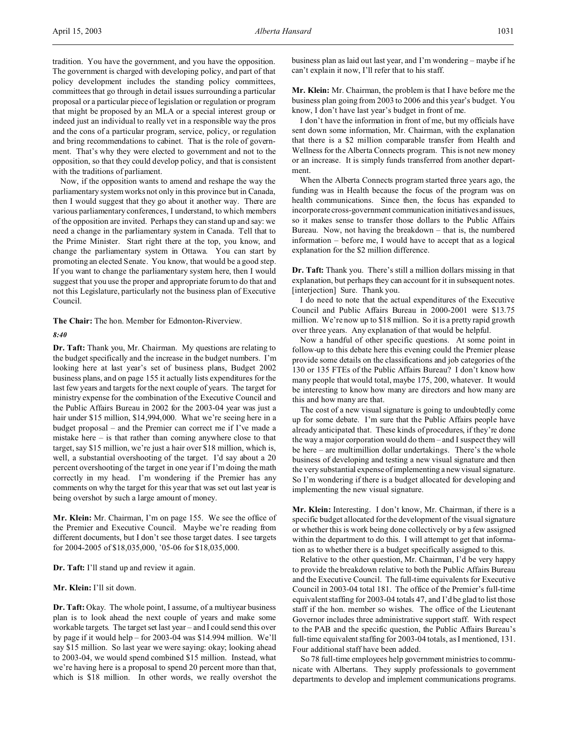tradition. You have the government, and you have the opposition. The government is charged with developing policy, and part of that policy development includes the standing policy committees, committees that go through in detail issues surrounding a particular proposal or a particular piece of legislation or regulation or program that might be proposed by an MLA or a special interest group or indeed just an individual to really vet in a responsible way the pros and the cons of a particular program, service, policy, or regulation and bring recommendations to cabinet. That is the role of government. That's why they were elected to government and not to the opposition, so that they could develop policy, and that is consistent with the traditions of parliament.

Now, if the opposition wants to amend and reshape the way the parliamentary system works not only in this province but in Canada, then I would suggest that they go about it another way. There are various parliamentary conferences, I understand, to which members of the opposition are invited. Perhaps they can stand up and say: we need a change in the parliamentary system in Canada. Tell that to the Prime Minister. Start right there at the top, you know, and change the parliamentary system in Ottawa. You can start by promoting an elected Senate. You know, that would be a good step. If you want to change the parliamentary system here, then I would suggest that you use the proper and appropriate forum to do that and not this Legislature, particularly not the business plan of Executive Council.

**The Chair:** The hon. Member for Edmonton-Riverview.

*8:40*

**Dr. Taft:** Thank you, Mr. Chairman. My questions are relating to the budget specifically and the increase in the budget numbers. I'm looking here at last year's set of business plans, Budget 2002 business plans, and on page 155 it actually lists expenditures for the last few years and targets for the next couple of years. The target for ministry expense for the combination of the Executive Council and the Public Affairs Bureau in 2002 for the 2003-04 year was just a hair under $15 million, $14,994,000. What we're seeing here in a budget proposal – and the Premier can correct me if I've made a mistake here – is that rather than coming anywhere close to that target, say $15 million, we're just a hair over $18 million, which is, well, a substantial overshooting of the target. I'd say about a 20 percent overshooting of the target in one year if I'm doing the math correctly in my head. I'm wondering if the Premier has any comments on why the target for this year that was set out last year is being overshot by such a large amount of money.

**Mr. Klein:** Mr. Chairman, I'm on page 155. We see the office of the Premier and Executive Council. Maybe we're reading from different documents, but I don't see those target dates. I see targets for 2004-2005 of $18,035,000, '05-06 for $18,035,000.

**Dr. Taft:** I'll stand up and review it again.

**Mr. Klein:** I'll sit down.

**Dr. Taft:** Okay. The whole point, I assume, of a multiyear business plan is to look ahead the next couple of years and make some workable targets. The target set last year – and I could send this over by page if it would help – for 2003-04 was $14.994 million. We'll say $15 million. So last year we were saying: okay; looking ahead to 2003-04, we would spend combined $15 million. Instead, what we're having here is a proposal to spend 20 percent more than that, which is $18 million. In other words, we really overshot the business plan as laid out last year, and I'm wondering – maybe if he can't explain it now, I'll refer that to his staff.

**Mr. Klein:** Mr. Chairman, the problem is that I have before me the business plan going from 2003 to 2006 and this year's budget. You know, I don't have last year's budget in front of me.

I don't have the information in front of me, but my officials have sent down some information, Mr. Chairman, with the explanation that there is a $2 million comparable transfer from Health and Wellness for the Alberta Connects program. This is not new money or an increase. It is simply funds transferred from another department.

When the Alberta Connects program started three years ago, the funding was in Health because the focus of the program was on health communications. Since then, the focus has expanded to incorporate cross-government communication initiatives and issues, so it makes sense to transfer those dollars to the Public Affairs Bureau. Now, not having the breakdown – that is, the numbered information – before me, I would have to accept that as a logical explanation for the $2 million difference.

**Dr. Taft:** Thank you. There's still a million dollars missing in that explanation, but perhaps they can account for it in subsequent notes. [interjection] Sure. Thank you.

I do need to note that the actual expenditures of the Executive Council and Public Affairs Bureau in 2000-2001 were $13.75 million. We're now up to $18 million. So it is a pretty rapid growth over three years. Any explanation of that would be helpful.

Now a handful of other specific questions. At some point in follow-up to this debate here this evening could the Premier please provide some details on the classifications and job categories of the 130 or 135 FTEs of the Public Affairs Bureau? I don't know how many people that would total, maybe 175, 200, whatever. It would be interesting to know how many are directors and how many are this and how many are that.

The cost of a new visual signature is going to undoubtedly come up for some debate. I'm sure that the Public Affairs people have already anticipated that. These kinds of procedures, if they're done the way a major corporation would do them – and I suspect they will be here – are multimillion dollar undertakings. There's the whole business of developing and testing a new visual signature and then the very substantial expense of implementing a new visual signature. So I'm wondering if there is a budget allocated for developing and implementing the new visual signature.

**Mr. Klein:** Interesting. I don't know, Mr. Chairman, if there is a specific budget allocated for the development of the visual signature or whether this is work being done collectively or by a few assigned within the department to do this. I will attempt to get that information as to whether there is a budget specifically assigned to this.

Relative to the other question, Mr. Chairman, I'd be very happy to provide the breakdown relative to both the Public Affairs Bureau and the Executive Council. The full-time equivalents for Executive Council in 2003-04 total 181. The office of the Premier's full-time equivalent staffing for 2003-04 totals 47, and I'd be glad to list those staff if the hon. member so wishes. The office of the Lieutenant Governor includes three administrative support staff. With respect to the PAB and the specific question, the Public Affairs Bureau's full-time equivalent staffing for 2003-04 totals, as I mentioned, 131. Four additional staff have been added.

So 78 full-time employees help government ministries to communicate with Albertans. They supply professionals to government departments to develop and implement communications programs.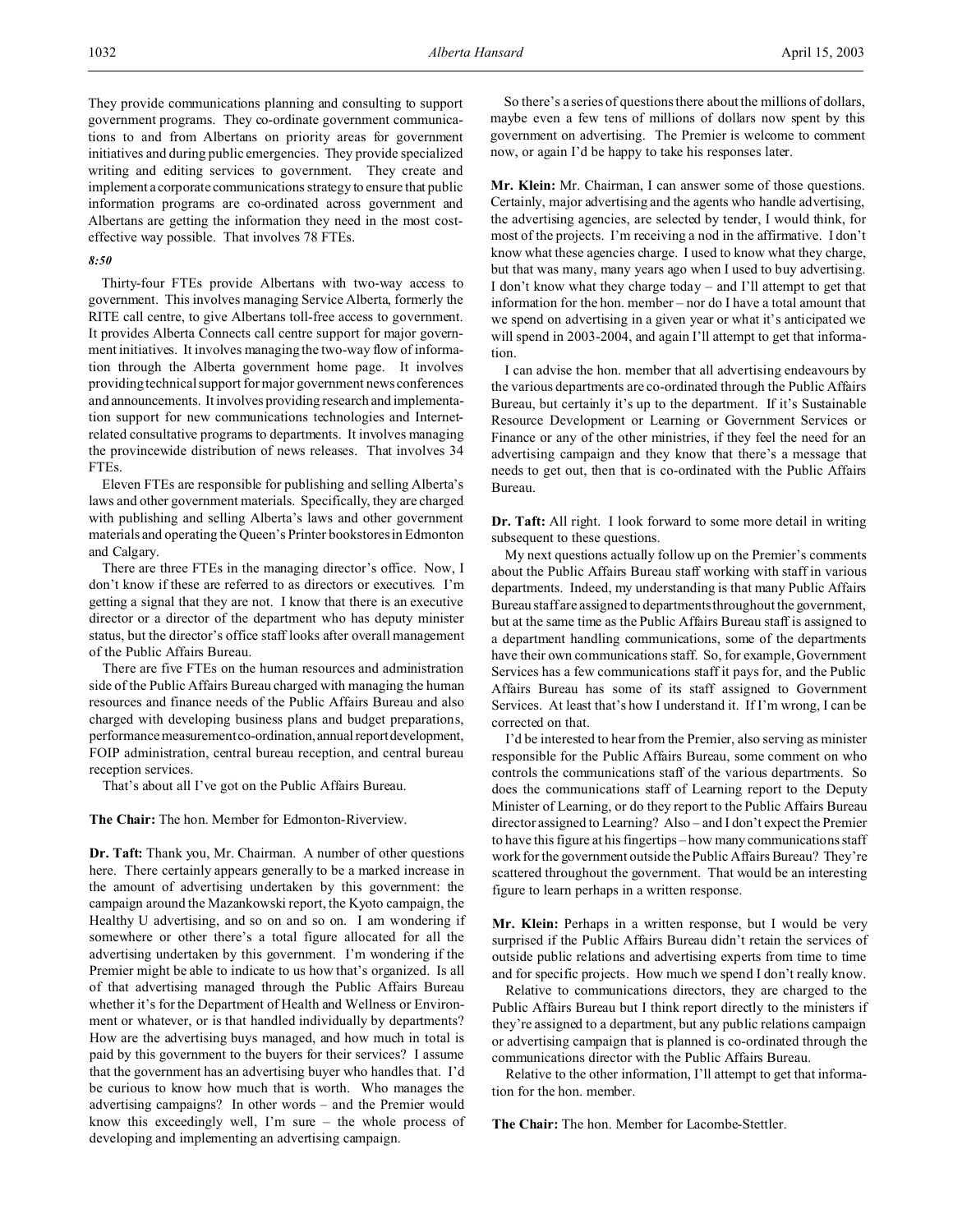They provide communications planning and consulting to support government programs. They co-ordinate government communications to and from Albertans on priority areas for government initiatives and during public emergencies. They provide specialized writing and editing services to government. They create and implement a corporate communications strategy to ensure that public information programs are co-ordinated across government and Albertans are getting the information they need in the most cost-effective way possible. That involves 78 FTEs.

*8:50*

Thirty-four FTEs provide Albertans with two-way access to government. This involves managing Service Alberta, formerly the RITE call centre, to give Albertans toll-free access to government. It provides Alberta Connects call centre support for major government initiatives. It involves managing the two-way flow of information through the Alberta government home page. It involves providing technical support for major government news conferences and announcements. It involves providing research and implementation support for new communications technologies and Internet-related consultative programs to departments. It involves managing the provincewide distribution of news releases. That involves 34 FTEs.

Eleven FTEs are responsible for publishing and selling Alberta's laws and other government materials. Specifically, they are charged with publishing and selling Alberta's laws and other government materials and operating the Queen's Printer bookstores in Edmonton and Calgary.

There are three FTEs in the managing director's office. Now, I don't know if these are referred to as directors or executives. I'm getting a signal that they are not. I know that there is an executive director or a director of the department who has deputy minister status, but the director's office staff looks after overall management of the Public Affairs Bureau.

There are five FTEs on the human resources and administration side of the Public Affairs Bureau charged with managing the human resources and finance needs of the Public Affairs Bureau and also charged with developing business plans and budget preparations, performance measurement co-ordination, annual report development, FOIP administration, central bureau reception, and central bureau reception services.

That's about all I've got on the Public Affairs Bureau.

**The Chair:** The hon. Member for Edmonton-Riverview.

**Dr. Taft:** Thank you, Mr. Chairman. A number of other questions here. There certainly appears generally to be a marked increase in the amount of advertising undertaken by this government: the campaign around the Mazankowski report, the Kyoto campaign, the Healthy U advertising, and so on and so on. I am wondering if somewhere or other there's a total figure allocated for all the advertising undertaken by this government. I'm wondering if the Premier might be able to indicate to us how that's organized. Is all of that advertising managed through the Public Affairs Bureau whether it's for the Department of Health and Wellness or Environment or whatever, or is that handled individually by departments? How are the advertising buys managed, and how much in total is paid by this government to the buyers for their services? I assume that the government has an advertising buyer who handles that. I'd be curious to know how much that is worth. Who manages the advertising campaigns? In other words – and the Premier would know this exceedingly well, I'm sure – the whole process of developing and implementing an advertising campaign.

So there's a series of questions there about the millions of dollars, maybe even a few tens of millions of dollars now spent by this government on advertising. The Premier is welcome to comment now, or again I'd be happy to take his responses later.

**Mr. Klein:** Mr. Chairman, I can answer some of those questions. Certainly, major advertising and the agents who handle advertising, the advertising agencies, are selected by tender, I would think, for most of the projects. I'm receiving a nod in the affirmative. I don't know what these agencies charge. I used to know what they charge, but that was many, many years ago when I used to buy advertising. I don't know what they charge today – and I'll attempt to get that information for the hon. member – nor do I have a total amount that we spend on advertising in a given year or what it's anticipated we will spend in 2003-2004, and again I'll attempt to get that information.

I can advise the hon. member that all advertising endeavours by the various departments are co-ordinated through the Public Affairs Bureau, but certainly it's up to the department. If it's Sustainable Resource Development or Learning or Government Services or Finance or any of the other ministries, if they feel the need for an advertising campaign and they know that there's a message that needs to get out, then that is co-ordinated with the Public Affairs Bureau.

**Dr. Taft:** All right. I look forward to some more detail in writing subsequent to these questions.

My next questions actually follow up on the Premier's comments about the Public Affairs Bureau staff working with staff in various departments. Indeed, my understanding is that many Public Affairs Bureau staff are assigned to departments throughout the government, but at the same time as the Public Affairs Bureau staff is assigned to a department handling communications, some of the departments have their own communications staff. So, for example, Government Services has a few communications staff it pays for, and the Public Affairs Bureau has some of its staff assigned to Government Services. At least that's how I understand it. If I'm wrong, I can be corrected on that.

I'd be interested to hear from the Premier, also serving as minister responsible for the Public Affairs Bureau, some comment on who controls the communications staff of the various departments. So does the communications staff of Learning report to the Deputy Minister of Learning, or do they report to the Public Affairs Bureau director assigned to Learning? Also – and I don't expect the Premier to have this figure at his fingertips – how many communications staff work for the government outside the Public Affairs Bureau? They're scattered throughout the government. That would be an interesting figure to learn perhaps in a written response.

**Mr. Klein:** Perhaps in a written response, but I would be very surprised if the Public Affairs Bureau didn't retain the services of outside public relations and advertising experts from time to time and for specific projects. How much we spend I don't really know.

Relative to communications directors, they are charged to the Public Affairs Bureau but I think report directly to the ministers if they're assigned to a department, but any public relations campaign or advertising campaign that is planned is co-ordinated through the communications director with the Public Affairs Bureau.

Relative to the other information, I'll attempt to get that information for the hon. member.

**The Chair:** The hon. Member for Lacombe-Stettler.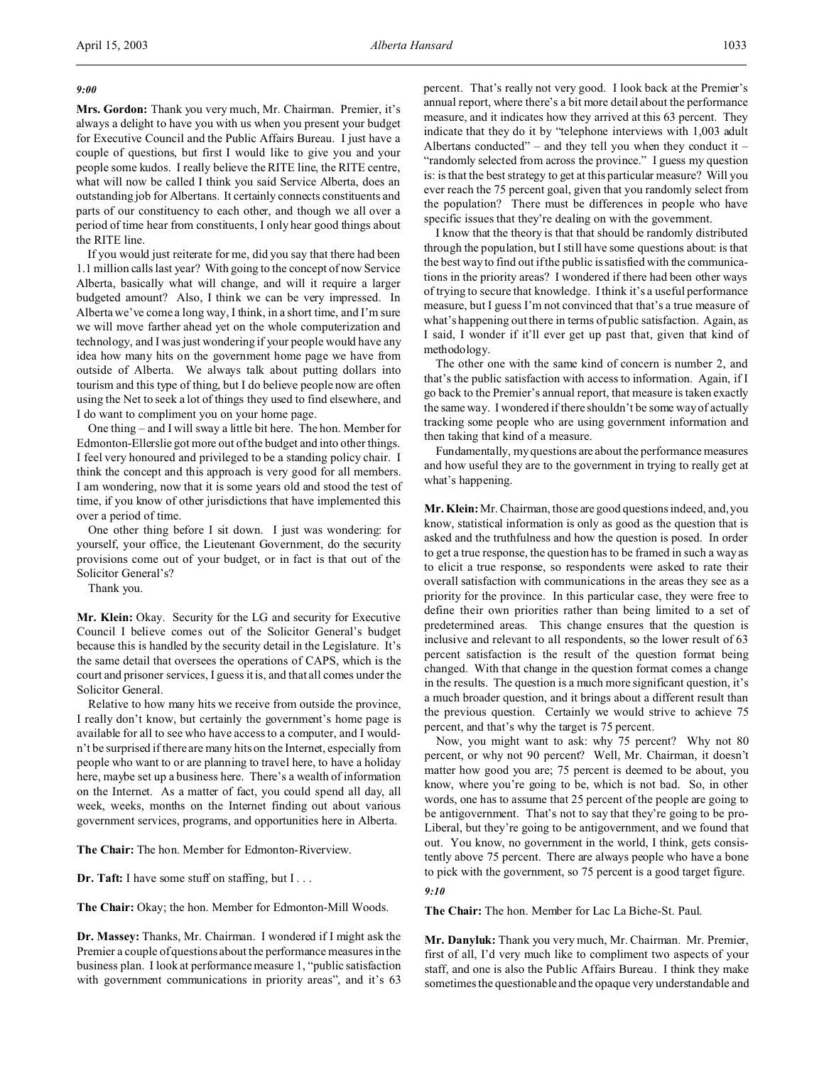*9:00*

**Mrs. Gordon:** Thank you very much, Mr. Chairman. Premier, it's always a delight to have you with us when you present your budget for Executive Council and the Public Affairs Bureau. I just have a couple of questions, but first I would like to give you and your people some kudos. I really believe the RITE line, the RITE centre, what will now be called I think you said Service Alberta, does an outstanding job for Albertans. It certainly connects constituents and parts of our constituency to each other, and though we all over a period of time hear from constituents, I only hear good things about the RITE line.

If you would just reiterate for me, did you say that there had been 1.1 million calls last year? With going to the concept of now Service Alberta, basically what will change, and will it require a larger budgeted amount? Also, I think we can be very impressed. In Alberta we've come a long way, I think, in a short time, and I'm sure we will move farther ahead yet on the whole computerization and technology, and I was just wondering if your people would have any idea how many hits on the government home page we have from outside of Alberta. We always talk about putting dollars into tourism and this type of thing, but I do believe people now are often using the Net to seek a lot of things they used to find elsewhere, and I do want to compliment you on your home page.

One thing – and I will sway a little bit here. The hon. Member for Edmonton-Ellerslie got more out of the budget and into other things. I feel very honoured and privileged to be a standing policy chair. I think the concept and this approach is very good for all members. I am wondering, now that it is some years old and stood the test of time, if you know of other jurisdictions that have implemented this over a period of time.

One other thing before I sit down. I just was wondering: for yourself, your office, the Lieutenant Government, do the security provisions come out of your budget, or in fact is that out of the Solicitor General's?

Thank you.

**Mr. Klein:** Okay. Security for the LG and security for Executive Council I believe comes out of the Solicitor General's budget because this is handled by the security detail in the Legislature. It's the same detail that oversees the operations of CAPS, which is the court and prisoner services, I guess it is, and that all comes under the Solicitor General.

Relative to how many hits we receive from outside the province, I really don't know, but certainly the government's home page is available for all to see who have access to a computer, and I wouldn't be surprised if there are many hits on the Internet, especially from people who want to or are planning to travel here, to have a holiday here, maybe set up a business here. There's a wealth of information on the Internet. As a matter of fact, you could spend all day, all week, weeks, months on the Internet finding out about various government services, programs, and opportunities here in Alberta.

**The Chair:** The hon. Member for Edmonton-Riverview.

**Dr. Taft:** I have some stuff on staffing, but I . . .

**The Chair:** Okay; the hon. Member for Edmonton-Mill Woods.

**Dr. Massey:** Thanks, Mr. Chairman. I wondered if I might ask the Premier a couple of questions about the performance measures in the business plan. I look at performance measure 1, "public satisfaction with government communications in priority areas", and it's 63 percent. That's really not very good. I look back at the Premier's annual report, where there's a bit more detail about the performance measure, and it indicates how they arrived at this 63 percent. They indicate that they do it by "telephone interviews with 1,003 adult Albertans conducted" – and they tell you when they conduct it – "randomly selected from across the province." I guess my question is: is that the best strategy to get at this particular measure? Will you ever reach the 75 percent goal, given that you randomly select from the population? There must be differences in people who have specific issues that they're dealing on with the government.

I know that the theory is that that should be randomly distributed through the population, but I still have some questions about: is that the best way to find out if the public is satisfied with the communications in the priority areas? I wondered if there had been other ways of trying to secure that knowledge. I think it's a useful performance measure, but I guess I'm not convinced that that's a true measure of what's happening out there in terms of public satisfaction. Again, as I said, I wonder if it'll ever get up past that, given that kind of methodology.

The other one with the same kind of concern is number 2, and that's the public satisfaction with access to information. Again, if I go back to the Premier's annual report, that measure is taken exactly the same way. I wondered if there shouldn't be some way of actually tracking some people who are using government information and then taking that kind of a measure.

Fundamentally, my questions are about the performance measures and how useful they are to the government in trying to really get at what's happening.

**Mr. Klein:** Mr. Chairman, those are good questions indeed, and, you know, statistical information is only as good as the question that is asked and the truthfulness and how the question is posed. In order to get a true response, the question has to be framed in such a way as to elicit a true response, so respondents were asked to rate their overall satisfaction with communications in the areas they see as a priority for the province. In this particular case, they were free to define their own priorities rather than being limited to a set of predetermined areas. This change ensures that the question is inclusive and relevant to all respondents, so the lower result of 63 percent satisfaction is the result of the question format being changed. With that change in the question format comes a change in the results. The question is a much more significant question, it's a much broader question, and it brings about a different result than the previous question. Certainly we would strive to achieve 75 percent, and that's why the target is 75 percent.

Now, you might want to ask: why 75 percent? Why not 80 percent, or why not 90 percent? Well, Mr. Chairman, it doesn't matter how good you are; 75 percent is deemed to be about, you know, where you're going to be, which is not bad. So, in other words, one has to assume that 25 percent of the people are going to be antigovernment. That's not to say that they're going to be pro-Liberal, but they're going to be antigovernment, and we found that out. You know, no government in the world, I think, gets consistently above 75 percent. There are always people who have a bone to pick with the government, so 75 percent is a good target figure.

*9:10*

**The Chair:** The hon. Member for Lac La Biche-St. Paul.

**Mr. Danyluk:** Thank you very much, Mr. Chairman. Mr. Premier, first of all, I'd very much like to compliment two aspects of your staff, and one is also the Public Affairs Bureau. I think they make sometimes the questionable and the opaque very understandable and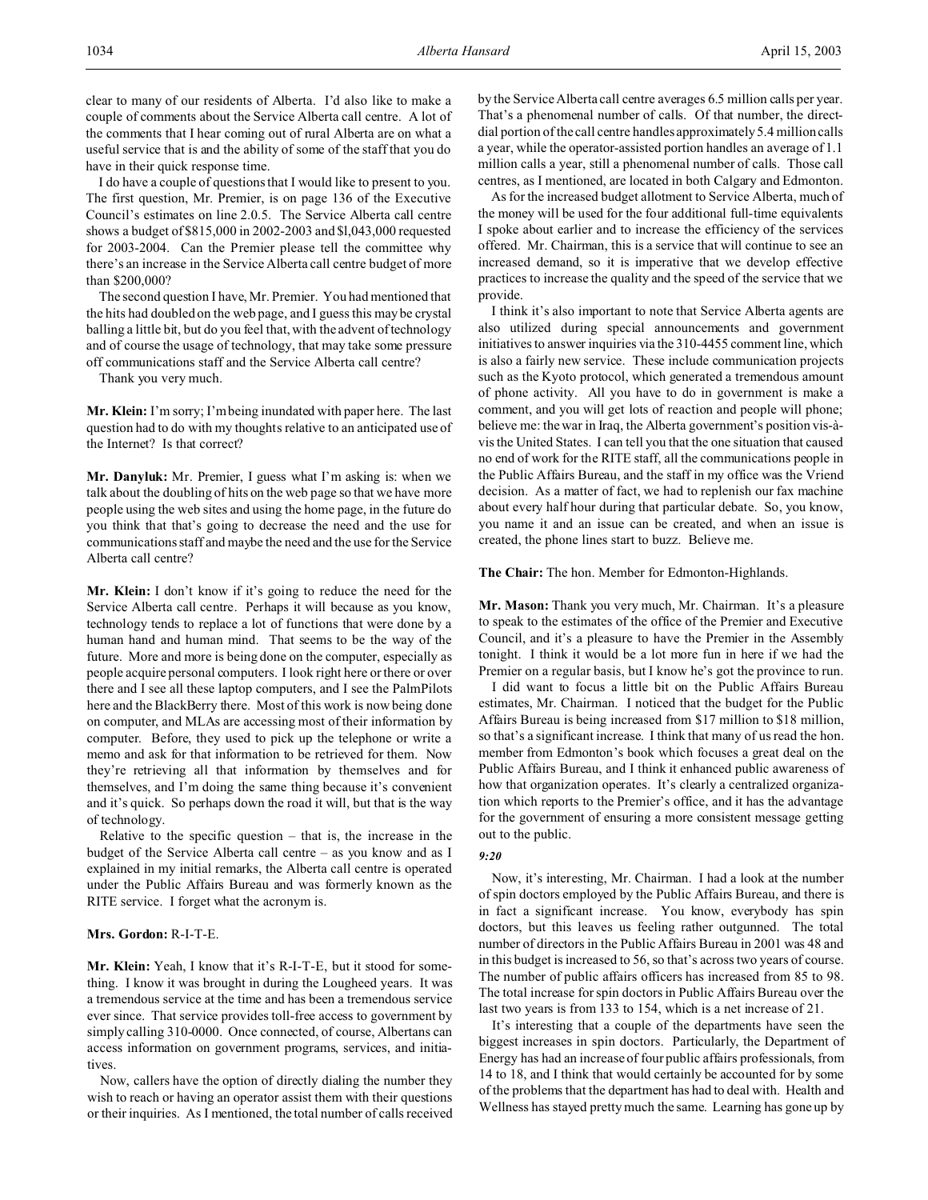clear to many of our residents of Alberta. I'd also like to make a couple of comments about the Service Alberta call centre. A lot of the comments that I hear coming out of rural Alberta are on what a useful service that is and the ability of some of the staff that you do have in their quick response time.

I do have a couple of questions that I would like to present to you. The first question, Mr. Premier, is on page 136 of the Executive Council's estimates on line 2.0.5. The Service Alberta call centre shows a budget of $815,000 in 2002-2003 and $l,043,000 requested for 2003-2004. Can the Premier please tell the committee why there's an increase in the Service Alberta call centre budget of more than $200,000?

The second question I have, Mr. Premier. You had mentioned that the hits had doubled on the web page, and I guess this may be crystal balling a little bit, but do you feel that, with the advent of technology and of course the usage of technology, that may take some pressure off communications staff and the Service Alberta call centre?

Thank you very much.

**Mr. Klein:** I'm sorry; I'm being inundated with paper here. The last question had to do with my thoughts relative to an anticipated use of the Internet? Is that correct?

**Mr. Danyluk:** Mr. Premier, I guess what I'm asking is: when we talk about the doubling of hits on the web page so that we have more people using the web sites and using the home page, in the future do you think that that's going to decrease the need and the use for communications staff and maybe the need and the use for the Service Alberta call centre?

**Mr. Klein:** I don't know if it's going to reduce the need for the Service Alberta call centre. Perhaps it will because as you know, technology tends to replace a lot of functions that were done by a human hand and human mind. That seems to be the way of the future. More and more is being done on the computer, especially as people acquire personal computers. I look right here or there or over there and I see all these laptop computers, and I see the PalmPilots here and the BlackBerry there. Most of this work is now being done on computer, and MLAs are accessing most of their information by computer. Before, they used to pick up the telephone or write a memo and ask for that information to be retrieved for them. Now they're retrieving all that information by themselves and for themselves, and I'm doing the same thing because it's convenient and it's quick. So perhaps down the road it will, but that is the way of technology.

Relative to the specific question – that is, the increase in the budget of the Service Alberta call centre – as you know and as I explained in my initial remarks, the Alberta call centre is operated under the Public Affairs Bureau and was formerly known as the RITE service. I forget what the acronym is.

**Mrs. Gordon:** R-I-T-E.

**Mr. Klein:** Yeah, I know that it's R-I-T-E, but it stood for something. I know it was brought in during the Lougheed years. It was a tremendous service at the time and has been a tremendous service ever since. That service provides toll-free access to government by simply calling 310-0000. Once connected, of course, Albertans can access information on government programs, services, and initiatives.

Now, callers have the option of directly dialing the number they wish to reach or having an operator assist them with their questions or their inquiries. As I mentioned, the total number of calls received by the Service Alberta call centre averages 6.5 million calls per year. That's a phenomenal number of calls. Of that number, the direct-dial portion of the call centre handles approximately 5.4 million calls a year, while the operator-assisted portion handles an average of 1.1 million calls a year, still a phenomenal number of calls. Those call centres, as I mentioned, are located in both Calgary and Edmonton.

As for the increased budget allotment to Service Alberta, much of the money will be used for the four additional full-time equivalents I spoke about earlier and to increase the efficiency of the services offered. Mr. Chairman, this is a service that will continue to see an increased demand, so it is imperative that we develop effective practices to increase the quality and the speed of the service that we provide.

I think it's also important to note that Service Alberta agents are also utilized during special announcements and government initiatives to answer inquiries via the 310-4455 comment line, which is also a fairly new service. These include communication projects such as the Kyoto protocol, which generated a tremendous amount of phone activity. All you have to do in government is make a comment, and you will get lots of reaction and people will phone; believe me: the war in Iraq, the Alberta government's position vis-à-vis the United States. I can tell you that the one situation that caused no end of work for the RITE staff, all the communications people in the Public Affairs Bureau, and the staff in my office was the Vriend decision. As a matter of fact, we had to replenish our fax machine about every half hour during that particular debate. So, you know, you name it and an issue can be created, and when an issue is created, the phone lines start to buzz. Believe me.

**The Chair:** The hon. Member for Edmonton-Highlands.

**Mr. Mason:** Thank you very much, Mr. Chairman. It's a pleasure to speak to the estimates of the office of the Premier and Executive Council, and it's a pleasure to have the Premier in the Assembly tonight. I think it would be a lot more fun in here if we had the Premier on a regular basis, but I know he's got the province to run.

I did want to focus a little bit on the Public Affairs Bureau estimates, Mr. Chairman. I noticed that the budget for the Public Affairs Bureau is being increased from $17 million to $18 million, so that's a significant increase. I think that many of us read the hon. member from Edmonton's book which focuses a great deal on the Public Affairs Bureau, and I think it enhanced public awareness of how that organization operates. It's clearly a centralized organization which reports to the Premier's office, and it has the advantage for the government of ensuring a more consistent message getting out to the public.

*9:20*

Now, it's interesting, Mr. Chairman. I had a look at the number of spin doctors employed by the Public Affairs Bureau, and there is in fact a significant increase. You know, everybody has spin doctors, but this leaves us feeling rather outgunned. The total number of directors in the Public Affairs Bureau in 2001 was 48 and in this budget is increased to 56, so that's across two years of course. The number of public affairs officers has increased from 85 to 98. The total increase for spin doctors in Public Affairs Bureau over the last two years is from 133 to 154, which is a net increase of 21.

It's interesting that a couple of the departments have seen the biggest increases in spin doctors. Particularly, the Department of Energy has had an increase of four public affairs professionals, from 14 to 18, and I think that would certainly be accounted for by some of the problems that the department has had to deal with. Health and Wellness has stayed pretty much the same. Learning has gone up by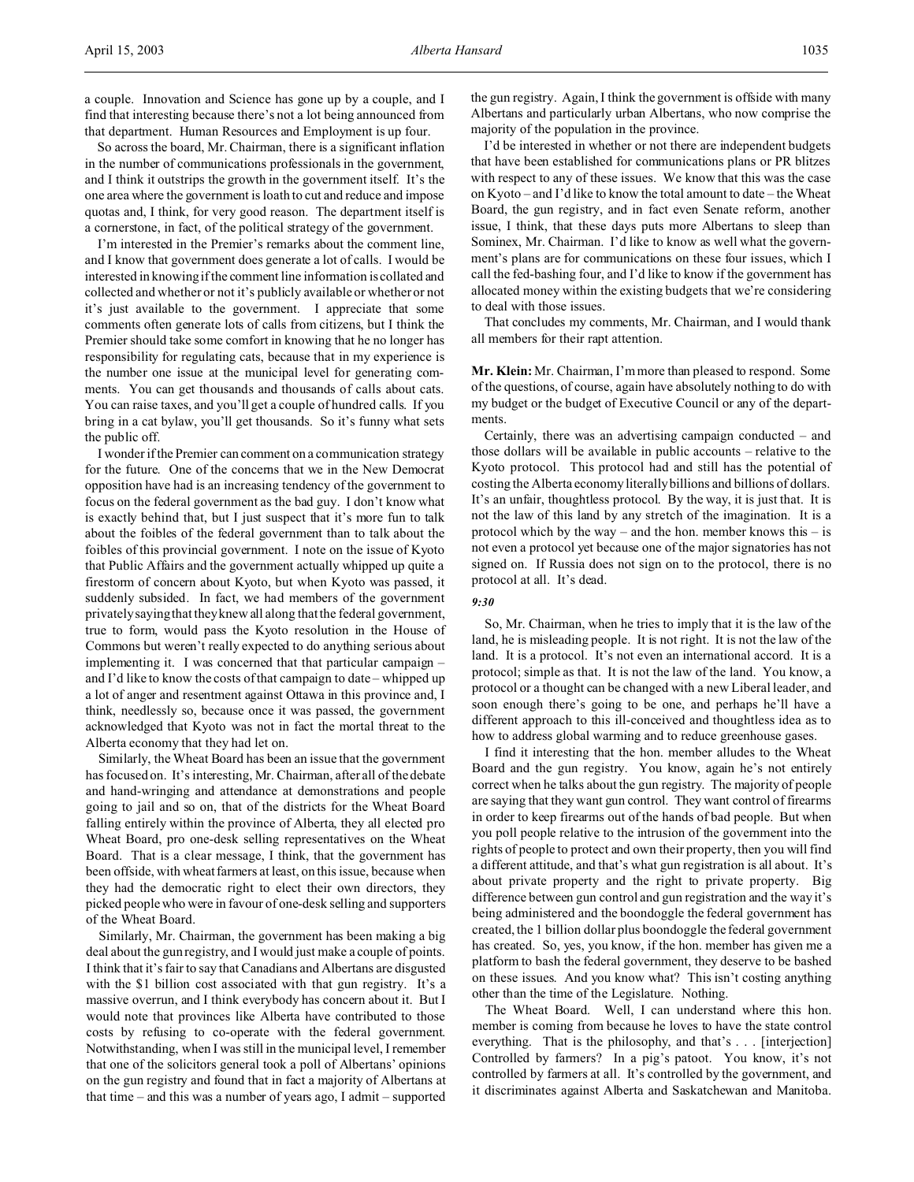a couple. Innovation and Science has gone up by a couple, and I find that interesting because there's not a lot being announced from that department. Human Resources and Employment is up four.

So across the board, Mr. Chairman, there is a significant inflation in the number of communications professionals in the government, and I think it outstrips the growth in the government itself. It's the one area where the government is loath to cut and reduce and impose quotas and, I think, for very good reason. The department itself is a cornerstone, in fact, of the political strategy of the government.

I'm interested in the Premier's remarks about the comment line, and I know that government does generate a lot of calls. I would be interested in knowing if the comment line information is collated and collected and whether or not it's publicly available or whether or not it's just available to the government. I appreciate that some comments often generate lots of calls from citizens, but I think the Premier should take some comfort in knowing that he no longer has responsibility for regulating cats, because that in my experience is the number one issue at the municipal level for generating comments. You can get thousands and thousands of calls about cats. You can raise taxes, and you'll get a couple of hundred calls. If you bring in a cat bylaw, you'll get thousands. So it's funny what sets the public off.

I wonder if the Premier can comment on a communication strategy for the future. One of the concerns that we in the New Democrat opposition have had is an increasing tendency of the government to focus on the federal government as the bad guy. I don't know what is exactly behind that, but I just suspect that it's more fun to talk about the foibles of the federal government than to talk about the foibles of this provincial government. I note on the issue of Kyoto that Public Affairs and the government actually whipped up quite a firestorm of concern about Kyoto, but when Kyoto was passed, it suddenly subsided. In fact, we had members of the government privately saying that they knew all along that the federal government, true to form, would pass the Kyoto resolution in the House of Commons but weren't really expected to do anything serious about implementing it. I was concerned that that particular campaign – and I'd like to know the costs of that campaign to date – whipped up a lot of anger and resentment against Ottawa in this province and, I think, needlessly so, because once it was passed, the government acknowledged that Kyoto was not in fact the mortal threat to the Alberta economy that they had let on.

Similarly, the Wheat Board has been an issue that the government has focused on. It's interesting, Mr. Chairman, after all of the debate and hand-wringing and attendance at demonstrations and people going to jail and so on, that of the districts for the Wheat Board falling entirely within the province of Alberta, they all elected pro Wheat Board, pro one-desk selling representatives on the Wheat Board. That is a clear message, I think, that the government has been offside, with wheat farmers at least, on this issue, because when they had the democratic right to elect their own directors, they picked people who were in favour of one-desk selling and supporters of the Wheat Board.

Similarly, Mr. Chairman, the government has been making a big deal about the gun registry, and I would just make a couple of points. I think that it's fair to say that Canadians and Albertans are disgusted with the $1 billion cost associated with that gun registry. It's a massive overrun, and I think everybody has concern about it. But I would note that provinces like Alberta have contributed to those costs by refusing to co-operate with the federal government. Notwithstanding, when I was still in the municipal level, I remember that one of the solicitors general took a poll of Albertans' opinions on the gun registry and found that in fact a majority of Albertans at that time – and this was a number of years ago, I admit – supported the gun registry. Again, I think the government is offside with many Albertans and particularly urban Albertans, who now comprise the majority of the population in the province.

I'd be interested in whether or not there are independent budgets that have been established for communications plans or PR blitzes with respect to any of these issues. We know that this was the case on Kyoto – and I'd like to know the total amount to date – the Wheat Board, the gun registry, and in fact even Senate reform, another issue, I think, that these days puts more Albertans to sleep than Sominex, Mr. Chairman. I'd like to know as well what the government's plans are for communications on these four issues, which I call the fed-bashing four, and I'd like to know if the government has allocated money within the existing budgets that we're considering to deal with those issues.

That concludes my comments, Mr. Chairman, and I would thank all members for their rapt attention.

**Mr. Klein:** Mr. Chairman, I'm more than pleased to respond. Some of the questions, of course, again have absolutely nothing to do with my budget or the budget of Executive Council or any of the departments.

Certainly, there was an advertising campaign conducted – and those dollars will be available in public accounts – relative to the Kyoto protocol. This protocol had and still has the potential of costing the Alberta economy literally billions and billions of dollars. It's an unfair, thoughtless protocol. By the way, it is just that. It is not the law of this land by any stretch of the imagination. It is a protocol which by the way – and the hon. member knows this – is not even a protocol yet because one of the major signatories has not signed on. If Russia does not sign on to the protocol, there is no protocol at all. It's dead.

*9:30*

So, Mr. Chairman, when he tries to imply that it is the law of the land, he is misleading people. It is not right. It is not the law of the land. It is a protocol. It's not even an international accord. It is a protocol; simple as that. It is not the law of the land. You know, a protocol or a thought can be changed with a new Liberal leader, and soon enough there's going to be one, and perhaps he'll have a different approach to this ill-conceived and thoughtless idea as to how to address global warming and to reduce greenhouse gases.

I find it interesting that the hon. member alludes to the Wheat Board and the gun registry. You know, again he's not entirely correct when he talks about the gun registry. The majority of people are saying that they want gun control. They want control of firearms in order to keep firearms out of the hands of bad people. But when you poll people relative to the intrusion of the government into the rights of people to protect and own their property, then you will find a different attitude, and that's what gun registration is all about. It's about private property and the right to private property. Big difference between gun control and gun registration and the way it's being administered and the boondoggle the federal government has created, the 1 billion dollar plus boondoggle the federal government has created. So, yes, you know, if the hon. member has given me a platform to bash the federal government, they deserve to be bashed on these issues. And you know what? This isn't costing anything other than the time of the Legislature. Nothing.

The Wheat Board. Well, I can understand where this hon. member is coming from because he loves to have the state control everything. That is the philosophy, and that's . . . [interjection] Controlled by farmers? In a pig's patoot. You know, it's not controlled by farmers at all. It's controlled by the government, and it discriminates against Alberta and Saskatchewan and Manitoba.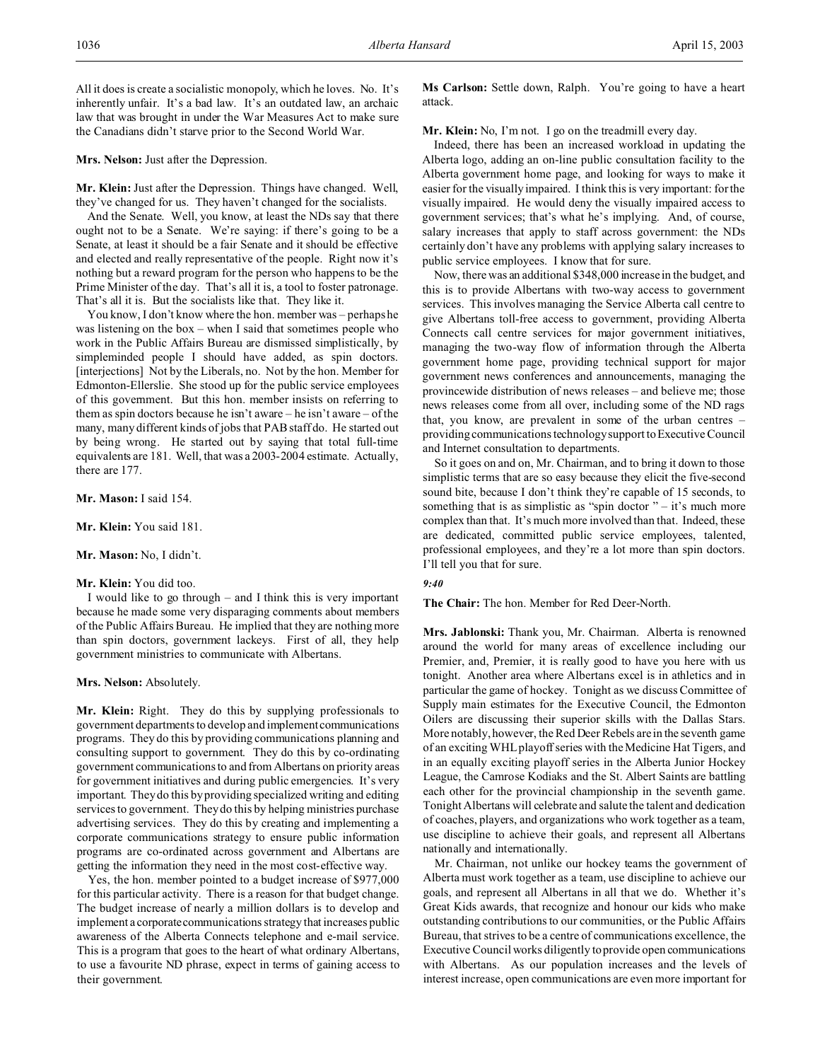All it does is create a socialistic monopoly, which he loves. No. It's inherently unfair. It's a bad law. It's an outdated law, an archaic law that was brought in under the War Measures Act to make sure the Canadians didn't starve prior to the Second World War.

**Mrs. Nelson:** Just after the Depression.

**Mr. Klein:** Just after the Depression. Things have changed. Well, they've changed for us. They haven't changed for the socialists.

And the Senate. Well, you know, at least the NDs say that there ought not to be a Senate. We're saying: if there's going to be a Senate, at least it should be a fair Senate and it should be effective and elected and really representative of the people. Right now it's nothing but a reward program for the person who happens to be the Prime Minister of the day. That's all it is, a tool to foster patronage. That's all it is. But the socialists like that. They like it.

You know, I don't know where the hon. member was – perhaps he was listening on the box – when I said that sometimes people who work in the Public Affairs Bureau are dismissed simplistically, by simpleminded people I should have added, as spin doctors. [interjections] Not by the Liberals, no. Not by the hon. Member for Edmonton-Ellerslie. She stood up for the public service employees of this government. But this hon. member insists on referring to them as spin doctors because he isn't aware – he isn't aware – of the many, many different kinds of jobs that PAB staff do. He started out by being wrong. He started out by saying that total full-time equivalents are 181. Well, that was a 2003-2004 estimate. Actually, there are 177.

**Mr. Mason:** I said 154.

**Mr. Klein:** You said 181.

**Mr. Mason:** No, I didn't.

**Mr. Klein:** You did too.

I would like to go through – and I think this is very important because he made some very disparaging comments about members of the Public Affairs Bureau. He implied that they are nothing more than spin doctors, government lackeys. First of all, they help government ministries to communicate with Albertans.

**Mrs. Nelson:** Absolutely.

**Mr. Klein:** Right. They do this by supplying professionals to government departments to develop and implement communications programs. They do this by providing communications planning and consulting support to government. They do this by co-ordinating government communications to and from Albertans on priority areas for government initiatives and during public emergencies. It's very important. They do this by providing specialized writing and editing services to government. They do this by helping ministries purchase advertising services. They do this by creating and implementing a corporate communications strategy to ensure public information programs are co-ordinated across government and Albertans are getting the information they need in the most cost-effective way.

Yes, the hon. member pointed to a budget increase of $977,000 for this particular activity. There is a reason for that budget change. The budget increase of nearly a million dollars is to develop and implement a corporate communications strategy that increases public awareness of the Alberta Connects telephone and e-mail service. This is a program that goes to the heart of what ordinary Albertans, to use a favourite ND phrase, expect in terms of gaining access to their government.

**Ms Carlson:** Settle down, Ralph. You're going to have a heart attack.

**Mr. Klein:** No, I'm not. I go on the treadmill every day.

Indeed, there has been an increased workload in updating the Alberta logo, adding an on-line public consultation facility to the Alberta government home page, and looking for ways to make it easier for the visually impaired. I think this is very important: for the visually impaired. He would deny the visually impaired access to government services; that's what he's implying. And, of course, salary increases that apply to staff across government: the NDs certainly don't have any problems with applying salary increases to public service employees. I know that for sure.

Now, there was an additional $348,000 increase in the budget, and this is to provide Albertans with two-way access to government services. This involves managing the Service Alberta call centre to give Albertans toll-free access to government, providing Alberta Connects call centre services for major government initiatives, managing the two-way flow of information through the Alberta government home page, providing technical support for major government news conferences and announcements, managing the provincewide distribution of news releases – and believe me; those news releases come from all over, including some of the ND rags that, you know, are prevalent in some of the urban centres – providing communications technology support to Executive Council and Internet consultation to departments.

So it goes on and on, Mr. Chairman, and to bring it down to those simplistic terms that are so easy because they elicit the five-second sound bite, because I don't think they're capable of 15 seconds, to something that is as simplistic as "spin doctor" – it's much more complex than that. It's much more involved than that. Indeed, these are dedicated, committed public service employees, talented, professional employees, and they're a lot more than spin doctors. I'll tell you that for sure.

*9:40*

**The Chair:** The hon. Member for Red Deer-North.

**Mrs. Jablonski:** Thank you, Mr. Chairman. Alberta is renowned around the world for many areas of excellence including our Premier, and, Premier, it is really good to have you here with us tonight. Another area where Albertans excel is in athletics and in particular the game of hockey. Tonight as we discuss Committee of Supply main estimates for the Executive Council, the Edmonton Oilers are discussing their superior skills with the Dallas Stars. More notably, however, the Red Deer Rebels are in the seventh game of an exciting WHL playoff series with the Medicine Hat Tigers, and in an equally exciting playoff series in the Alberta Junior Hockey League, the Camrose Kodiaks and the St. Albert Saints are battling each other for the provincial championship in the seventh game. Tonight Albertans will celebrate and salute the talent and dedication of coaches, players, and organizations who work together as a team, use discipline to achieve their goals, and represent all Albertans nationally and internationally.

Mr. Chairman, not unlike our hockey teams the government of Alberta must work together as a team, use discipline to achieve our goals, and represent all Albertans in all that we do. Whether it's Great Kids awards, that recognize and honour our kids who make outstanding contributions to our communities, or the Public Affairs Bureau, that strives to be a centre of communications excellence, the Executive Council works diligently to provide open communications with Albertans. As our population increases and the levels of interest increase, open communications are even more important for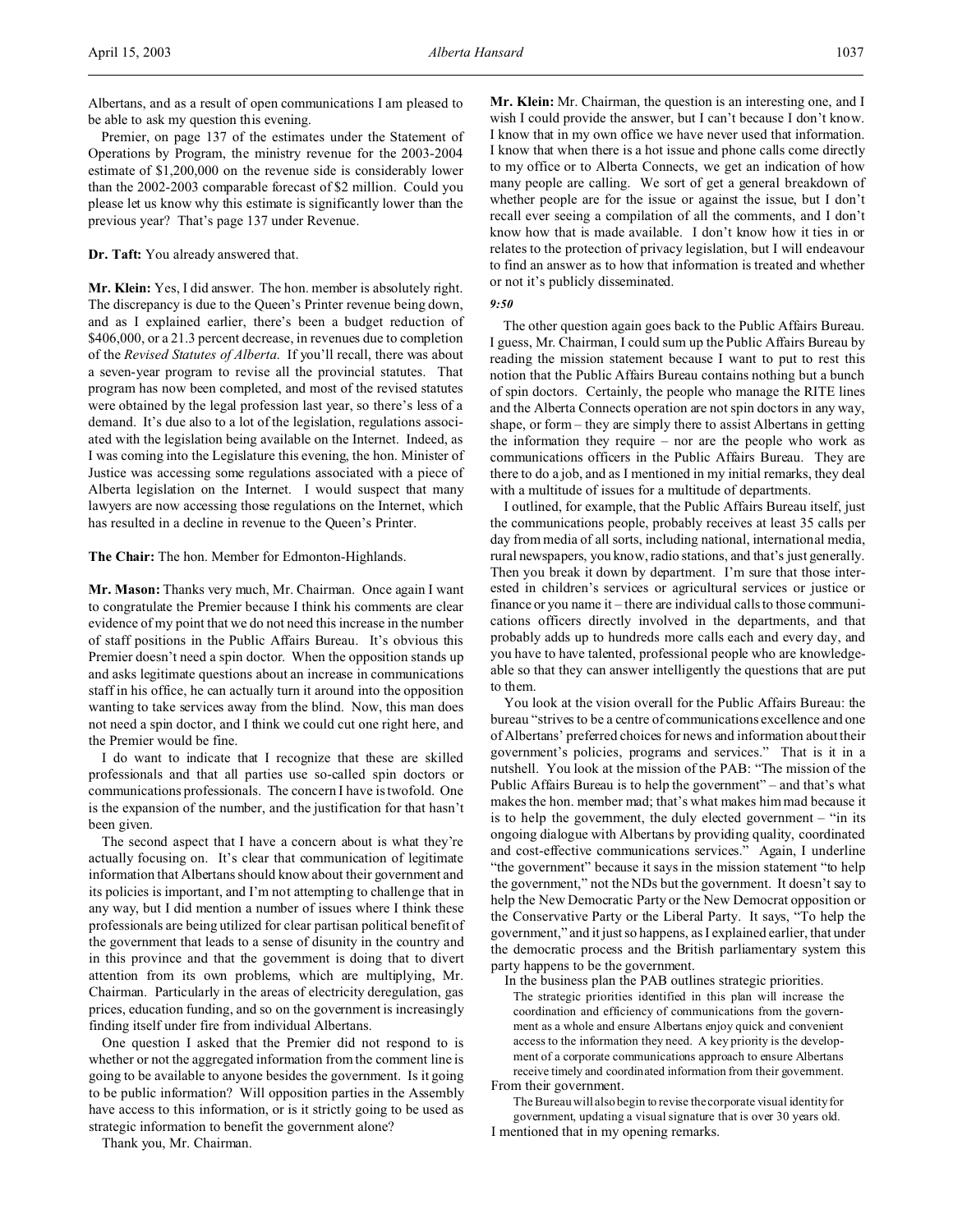Albertans, and as a result of open communications I am pleased to be able to ask my question this evening.

Premier, on page 137 of the estimates under the Statement of Operations by Program, the ministry revenue for the 2003-2004 estimate of $1,200,000 on the revenue side is considerably lower than the 2002-2003 comparable forecast of $2 million. Could you please let us know why this estimate is significantly lower than the previous year? That's page 137 under Revenue.

**Dr. Taft:** You already answered that.

**Mr. Klein:** Yes, I did answer. The hon. member is absolutely right. The discrepancy is due to the Queen's Printer revenue being down, and as I explained earlier, there's been a budget reduction of $406,000, or a 21.3 percent decrease, in revenues due to completion of the *Revised Statutes of Alberta*. If you'll recall, there was about a seven-year program to revise all the provincial statutes. That program has now been completed, and most of the revised statutes were obtained by the legal profession last year, so there's less of a demand. It's due also to a lot of the legislation, regulations associated with the legislation being available on the Internet. Indeed, as I was coming into the Legislature this evening, the hon. Minister of Justice was accessing some regulations associated with a piece of Alberta legislation on the Internet. I would suspect that many lawyers are now accessing those regulations on the Internet, which has resulted in a decline in revenue to the Queen's Printer.

**The Chair:** The hon. Member for Edmonton-Highlands.

**Mr. Mason:** Thanks very much, Mr. Chairman. Once again I want to congratulate the Premier because I think his comments are clear evidence of my point that we do not need this increase in the number of staff positions in the Public Affairs Bureau. It's obvious this Premier doesn't need a spin doctor. When the opposition stands up and asks legitimate questions about an increase in communications staff in his office, he can actually turn it around into the opposition wanting to take services away from the blind. Now, this man does not need a spin doctor, and I think we could cut one right here, and the Premier would be fine.

I do want to indicate that I recognize that these are skilled professionals and that all parties use so-called spin doctors or communications professionals. The concern I have is twofold. One is the expansion of the number, and the justification for that hasn't been given.

The second aspect that I have a concern about is what they're actually focusing on. It's clear that communication of legitimate information that Albertans should know about their government and its policies is important, and I'm not attempting to challenge that in any way, but I did mention a number of issues where I think these professionals are being utilized for clear partisan political benefit of the government that leads to a sense of disunity in the country and in this province and that the government is doing that to divert attention from its own problems, which are multiplying, Mr. Chairman. Particularly in the areas of electricity deregulation, gas prices, education funding, and so on the government is increasingly finding itself under fire from individual Albertans.

One question I asked that the Premier did not respond to is whether or not the aggregated information from the comment line is going to be available to anyone besides the government. Is it going to be public information? Will opposition parties in the Assembly have access to this information, or is it strictly going to be used as strategic information to benefit the government alone?

Thank you, Mr. Chairman.

**Mr. Klein:** Mr. Chairman, the question is an interesting one, and I wish I could provide the answer, but I can't because I don't know. I know that in my own office we have never used that information. I know that when there is a hot issue and phone calls come directly to my office or to Alberta Connects, we get an indication of how many people are calling. We sort of get a general breakdown of whether people are for the issue or against the issue, but I don't recall ever seeing a compilation of all the comments, and I don't know how that is made available. I don't know how it ties in or relates to the protection of privacy legislation, but I will endeavour to find an answer as to how that information is treated and whether or not it's publicly disseminated.

*9:50*

The other question again goes back to the Public Affairs Bureau. I guess, Mr. Chairman, I could sum up the Public Affairs Bureau by reading the mission statement because I want to put to rest this notion that the Public Affairs Bureau contains nothing but a bunch of spin doctors. Certainly, the people who manage the RITE lines and the Alberta Connects operation are not spin doctors in any way, shape, or form – they are simply there to assist Albertans in getting the information they require – nor are the people who work as communications officers in the Public Affairs Bureau. They are there to do a job, and as I mentioned in my initial remarks, they deal with a multitude of issues for a multitude of departments.

I outlined, for example, that the Public Affairs Bureau itself, just the communications people, probably receives at least 35 calls per day from media of all sorts, including national, international media, rural newspapers, you know, radio stations, and that's just generally. Then you break it down by department. I'm sure that those interested in children's services or agricultural services or justice or finance or you name it – there are individual calls to those communications officers directly involved in the departments, and that probably adds up to hundreds more calls each and every day, and you have to have talented, professional people who are knowledgeable so that they can answer intelligently the questions that are put to them.

You look at the vision overall for the Public Affairs Bureau: the bureau "strives to be a centre of communications excellence and one of Albertans' preferred choices for news and information about their government's policies, programs and services." That is it in a nutshell. You look at the mission of the PAB: "The mission of the Public Affairs Bureau is to help the government" – and that's what makes the hon. member mad; that's what makes him mad because it is to help the government, the duly elected government – "in its ongoing dialogue with Albertans by providing quality, coordinated and cost-effective communications services." Again, I underline "the government" because it says in the mission statement "to help the government," not the NDs but the government. It doesn't say to help the New Democratic Party or the New Democrat opposition or the Conservative Party or the Liberal Party. It says, "To help the government," and it just so happens, as I explained earlier, that under the democratic process and the British parliamentary system this party happens to be the government.

In the business plan the PAB outlines strategic priorities.

> The strategic priorities identified in this plan will increase the coordination and efficiency of communications from the government as a whole and ensure Albertans enjoy quick and convenient access to the information they need. A key priority is the development of a corporate communications approach to ensure Albertans receive timely and coordinated information from their government.

From their government.

> The Bureau will also begin to revise the corporate visual identity for government, updating a visual signature that is over 30 years old.

I mentioned that in my opening remarks.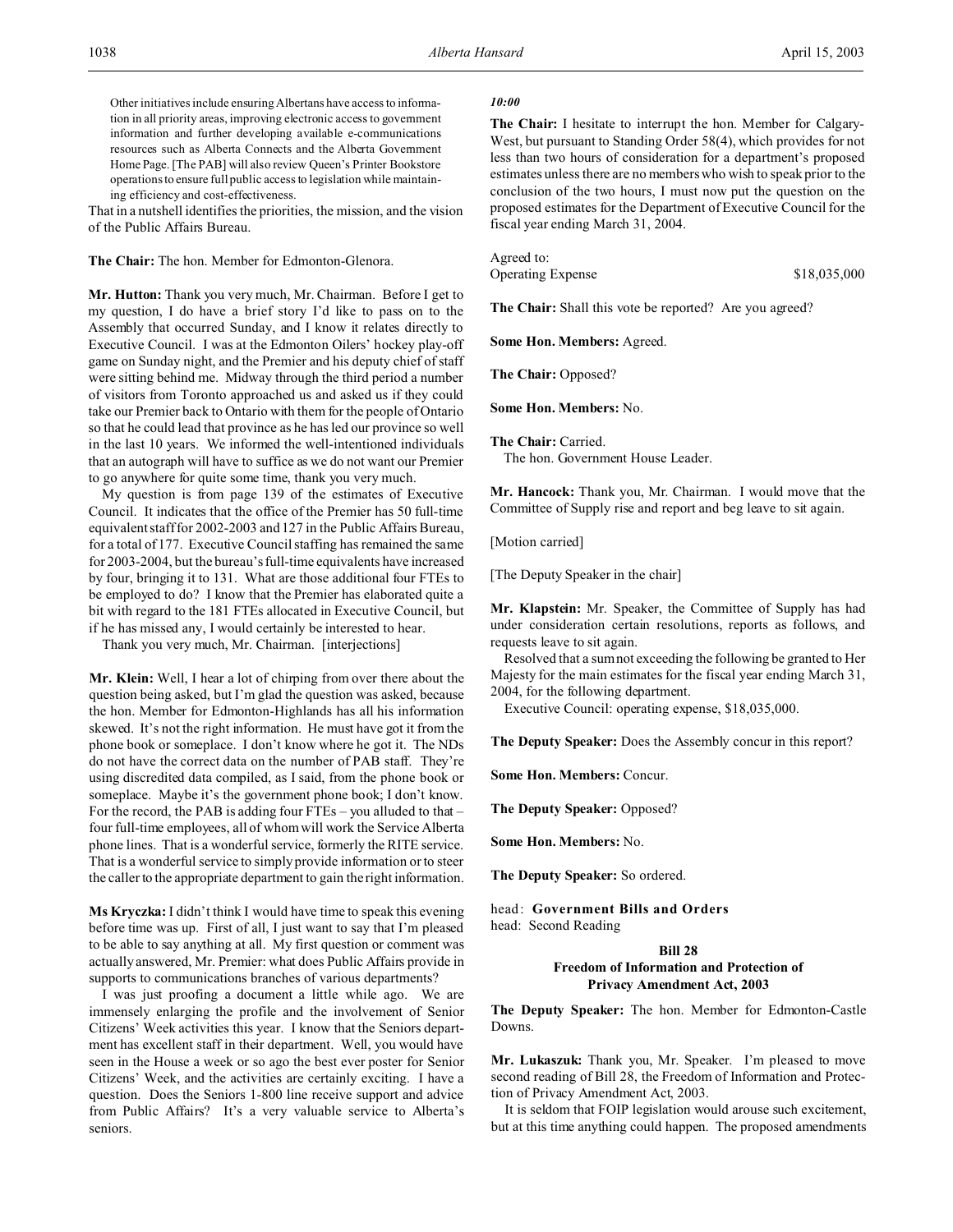> Other initiatives include ensuring Albertans have access to information in all priority areas, improving electronic access to government information and further developing available e-communications resources such as Alberta Connects and the Alberta Government Home Page. [The PAB] will also review Queen's Printer Bookstore operations to ensure full public access to legislation while maintaining efficiency and cost-effectiveness.

That in a nutshell identifies the priorities, the mission, and the vision of the Public Affairs Bureau.

**The Chair:** The hon. Member for Edmonton-Glenora.

**Mr. Hutton:** Thank you very much, Mr. Chairman. Before I get to my question, I do have a brief story I'd like to pass on to the Assembly that occurred Sunday, and I know it relates directly to Executive Council. I was at the Edmonton Oilers' hockey play-off game on Sunday night, and the Premier and his deputy chief of staff were sitting behind me. Midway through the third period a number of visitors from Toronto approached us and asked us if they could take our Premier back to Ontario with them for the people of Ontario so that he could lead that province as he has led our province so well in the last 10 years. We informed the well-intentioned individuals that an autograph will have to suffice as we do not want our Premier to go anywhere for quite some time, thank you very much.

My question is from page 139 of the estimates of Executive Council. It indicates that the office of the Premier has 50 full-time equivalent staff for 2002-2003 and 127 in the Public Affairs Bureau, for a total of 177. Executive Council staffing has remained the same for 2003-2004, but the bureau's full-time equivalents have increased by four, bringing it to 131. What are those additional four FTEs to be employed to do? I know that the Premier has elaborated quite a bit with regard to the 181 FTEs allocated in Executive Council, but if he has missed any, I would certainly be interested to hear.

Thank you very much, Mr. Chairman. [interjections]

**Mr. Klein:** Well, I hear a lot of chirping from over there about the question being asked, but I'm glad the question was asked, because the hon. Member for Edmonton-Highlands has all his information skewed. It's not the right information. He must have got it from the phone book or someplace. I don't know where he got it. The NDs do not have the correct data on the number of PAB staff. They're using discredited data compiled, as I said, from the phone book or someplace. Maybe it's the government phone book; I don't know. For the record, the PAB is adding four FTEs – you alluded to that – four full-time employees, all of whom will work the Service Alberta phone lines. That is a wonderful service, formerly the RITE service. That is a wonderful service to simply provide information or to steer the caller to the appropriate department to gain the right information.

**Ms Kryczka:** I didn't think I would have time to speak this evening before time was up. First of all, I just want to say that I'm pleased to be able to say anything at all. My first question or comment was actually answered, Mr. Premier: what does Public Affairs provide in supports to communications branches of various departments?

I was just proofing a document a little while ago. We are immensely enlarging the profile and the involvement of Senior Citizens' Week activities this year. I know that the Seniors department has excellent staff in their department. Well, you would have seen in the House a week or so ago the best ever poster for Senior Citizens' Week, and the activities are certainly exciting. I have a question. Does the Seniors 1-800 line receive support and advice from Public Affairs? It's a very valuable service to Alberta's seniors.

*10:00*

**The Chair:** I hesitate to interrupt the hon. Member for Calgary-West, but pursuant to Standing Order 58(4), which provides for not less than two hours of consideration for a department's proposed estimates unless there are no members who wish to speak prior to the conclusion of the two hours, I must now put the question on the proposed estimates for the Department of Executive Council for the fiscal year ending March 31, 2004.

Agreed to:
Operating Expense $18,035,000

**The Chair:** Shall this vote be reported? Are you agreed?

**Some Hon. Members:** Agreed.

**The Chair:** Opposed?

**Some Hon. Members:** No.

**The Chair:** Carried.
The hon. Government House Leader.

**Mr. Hancock:** Thank you, Mr. Chairman. I would move that the Committee of Supply rise and report and beg leave to sit again.

[Motion carried]

[The Deputy Speaker in the chair]

**Mr. Klapstein:** Mr. Speaker, the Committee of Supply has had under consideration certain resolutions, reports as follows, and requests leave to sit again.

Resolved that a sum not exceeding the following be granted to Her Majesty for the main estimates for the fiscal year ending March 31, 2004, for the following department.

Executive Council: operating expense, $18,035,000.

**The Deputy Speaker:** Does the Assembly concur in this report?

**Some Hon. Members:** Concur.

**The Deputy Speaker:** Opposed?

**Some Hon. Members:** No.

**The Deputy Speaker:** So ordered.

head: **Government Bills and Orders**
head: Second Reading

### Bill 28
### Freedom of Information and Protection of Privacy Amendment Act, 2003

**The Deputy Speaker:** The hon. Member for Edmonton-Castle Downs.

**Mr. Lukaszuk:** Thank you, Mr. Speaker. I'm pleased to move second reading of Bill 28, the Freedom of Information and Protection of Privacy Amendment Act, 2003.

It is seldom that FOIP legislation would arouse such excitement, but at this time anything could happen. The proposed amendments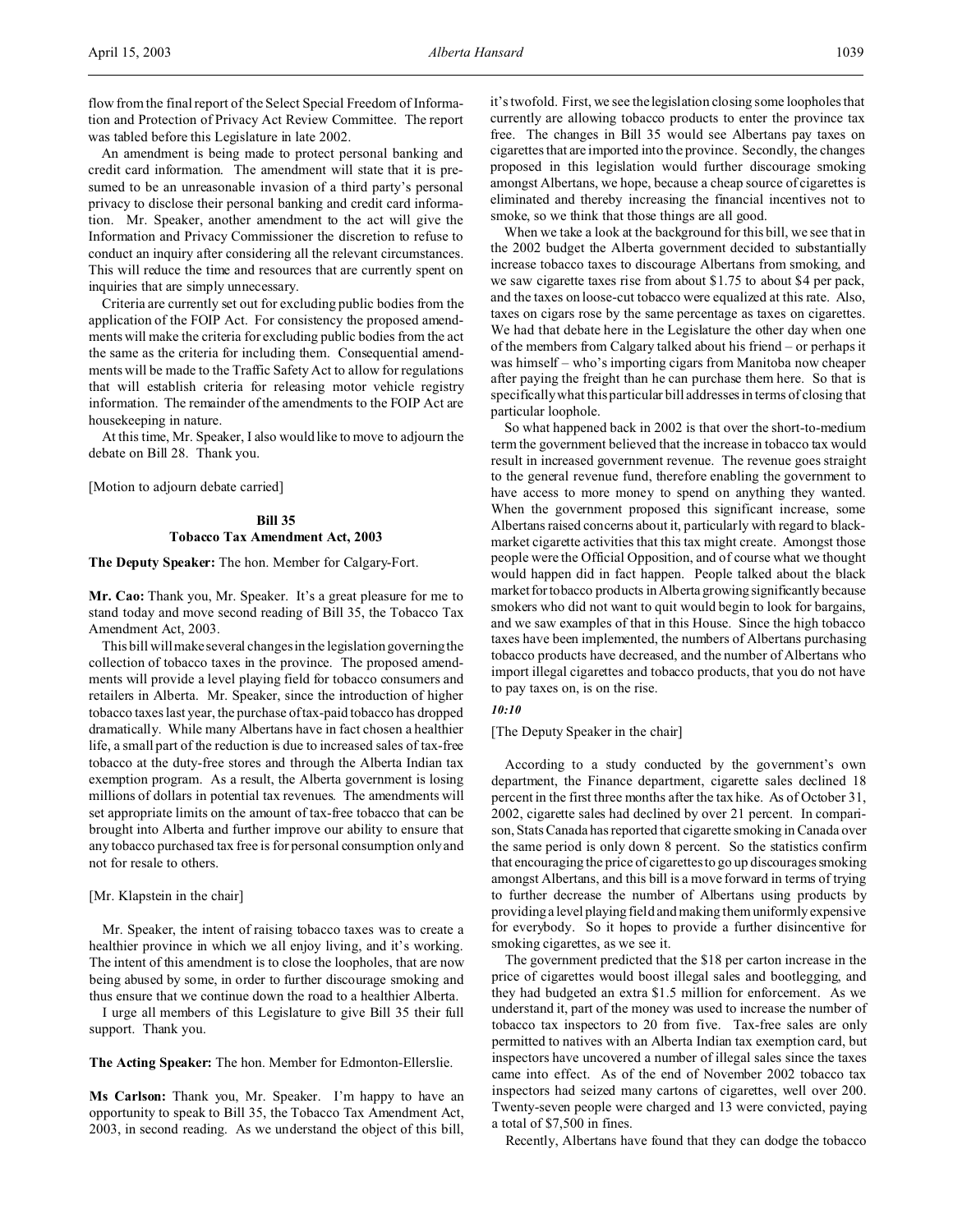flow from the final report of the Select Special Freedom of Information and Protection of Privacy Act Review Committee. The report was tabled before this Legislature in late 2002.

An amendment is being made to protect personal banking and credit card information. The amendment will state that it is presumed to be an unreasonable invasion of a third party's personal privacy to disclose their personal banking and credit card information. Mr. Speaker, another amendment to the act will give the Information and Privacy Commissioner the discretion to refuse to conduct an inquiry after considering all the relevant circumstances. This will reduce the time and resources that are currently spent on inquiries that are simply unnecessary.

Criteria are currently set out for excluding public bodies from the application of the FOIP Act. For consistency the proposed amendments will make the criteria for excluding public bodies from the act the same as the criteria for including them. Consequential amendments will be made to the Traffic Safety Act to allow for regulations that will establish criteria for releasing motor vehicle registry information. The remainder of the amendments to the FOIP Act are housekeeping in nature.

At this time, Mr. Speaker, I also would like to move to adjourn the debate on Bill 28. Thank you.

[Motion to adjourn debate carried]

### Bill 35
### Tobacco Tax Amendment Act, 2003

**The Deputy Speaker:** The hon. Member for Calgary-Fort.

**Mr. Cao:** Thank you, Mr. Speaker. It's a great pleasure for me to stand today and move second reading of Bill 35, the Tobacco Tax Amendment Act, 2003.

This bill will make several changes in the legislation governing the collection of tobacco taxes in the province. The proposed amendments will provide a level playing field for tobacco consumers and retailers in Alberta. Mr. Speaker, since the introduction of higher tobacco taxes last year, the purchase of tax-paid tobacco has dropped dramatically. While many Albertans have in fact chosen a healthier life, a small part of the reduction is due to increased sales of tax-free tobacco at the duty-free stores and through the Alberta Indian tax exemption program. As a result, the Alberta government is losing millions of dollars in potential tax revenues. The amendments will set appropriate limits on the amount of tax-free tobacco that can be brought into Alberta and further improve our ability to ensure that any tobacco purchased tax free is for personal consumption only and not for resale to others.

[Mr. Klapstein in the chair]

Mr. Speaker, the intent of raising tobacco taxes was to create a healthier province in which we all enjoy living, and it's working. The intent of this amendment is to close the loopholes, that are now being abused by some, in order to further discourage smoking and thus ensure that we continue down the road to a healthier Alberta.

I urge all members of this Legislature to give Bill 35 their full support. Thank you.

**The Acting Speaker:** The hon. Member for Edmonton-Ellerslie.

**Ms Carlson:** Thank you, Mr. Speaker. I'm happy to have an opportunity to speak to Bill 35, the Tobacco Tax Amendment Act, 2003, in second reading. As we understand the object of this bill, it's twofold. First, we see the legislation closing some loopholes that currently are allowing tobacco products to enter the province tax free. The changes in Bill 35 would see Albertans pay taxes on cigarettes that are imported into the province. Secondly, the changes proposed in this legislation would further discourage smoking amongst Albertans, we hope, because a cheap source of cigarettes is eliminated and thereby increasing the financial incentives not to smoke, so we think that those things are all good.

When we take a look at the background for this bill, we see that in the 2002 budget the Alberta government decided to substantially increase tobacco taxes to discourage Albertans from smoking, and we saw cigarette taxes rise from about $1.75 to about $4 per pack, and the taxes on loose-cut tobacco were equalized at this rate. Also, taxes on cigars rose by the same percentage as taxes on cigarettes. We had that debate here in the Legislature the other day when one of the members from Calgary talked about his friend – or perhaps it was himself – who's importing cigars from Manitoba now cheaper after paying the freight than he can purchase them here. So that is specifically what this particular bill addresses in terms of closing that particular loophole.

So what happened back in 2002 is that over the short-to-medium term the government believed that the increase in tobacco tax would result in increased government revenue. The revenue goes straight to the general revenue fund, therefore enabling the government to have access to more money to spend on anything they wanted. When the government proposed this significant increase, some Albertans raised concerns about it, particularly with regard to black-market cigarette activities that this tax might create. Amongst those people were the Official Opposition, and of course what we thought would happen did in fact happen. People talked about the black market for tobacco products in Alberta growing significantly because smokers who did not want to quit would begin to look for bargains, and we saw examples of that in this House. Since the high tobacco taxes have been implemented, the numbers of Albertans purchasing tobacco products have decreased, and the number of Albertans who import illegal cigarettes and tobacco products, that you do not have to pay taxes on, is on the rise.

*10:10*

[The Deputy Speaker in the chair]

According to a study conducted by the government's own department, the Finance department, cigarette sales declined 18 percent in the first three months after the tax hike. As of October 31, 2002, cigarette sales had declined by over 21 percent. In comparison, Stats Canada has reported that cigarette smoking in Canada over the same period is only down 8 percent. So the statistics confirm that encouraging the price of cigarettes to go up discourages smoking amongst Albertans, and this bill is a move forward in terms of trying to further decrease the number of Albertans using products by providing a level playing field and making them uniformly expensive for everybody. So it hopes to provide a further disincentive for smoking cigarettes, as we see it.

The government predicted that the $18 per carton increase in the price of cigarettes would boost illegal sales and bootlegging, and they had budgeted an extra $1.5 million for enforcement. As we understand it, part of the money was used to increase the number of tobacco tax inspectors to 20 from five. Tax-free sales are only permitted to natives with an Alberta Indian tax exemption card, but inspectors have uncovered a number of illegal sales since the taxes came into effect. As of the end of November 2002 tobacco tax inspectors had seized many cartons of cigarettes, well over 200. Twenty-seven people were charged and 13 were convicted, paying a total of $7,500 in fines.

Recently, Albertans have found that they can dodge the tobacco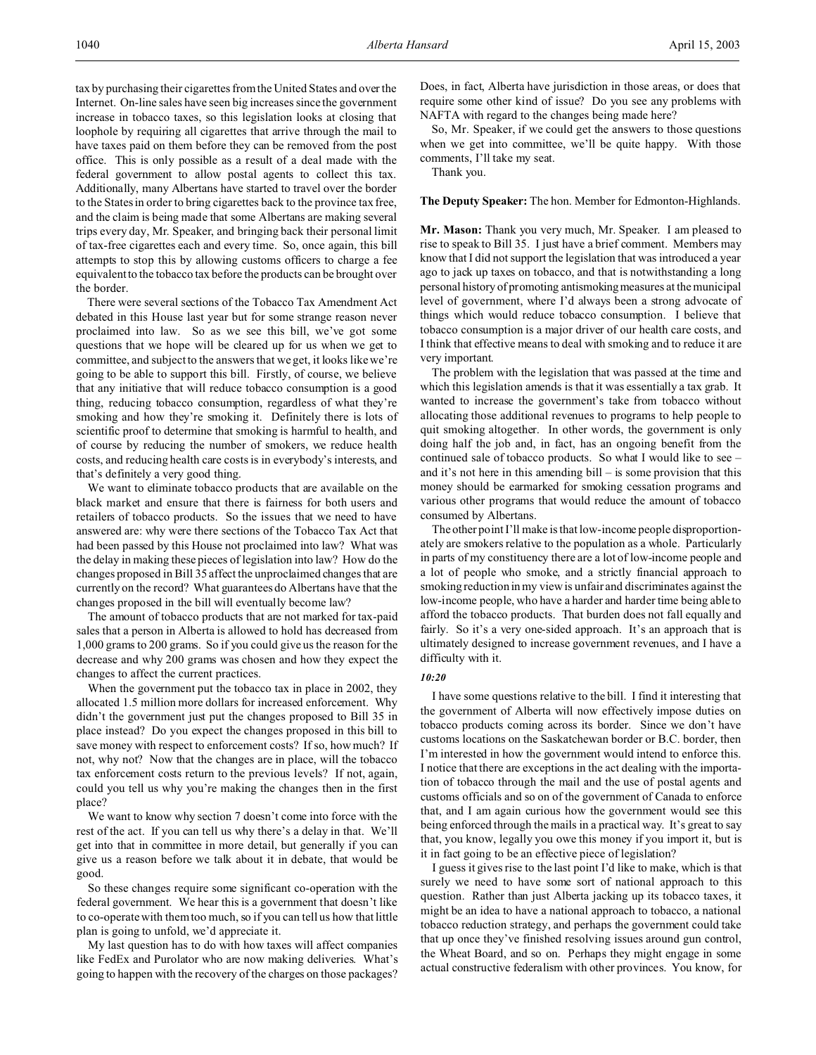tax by purchasing their cigarettes from the United States and over the Internet. On-line sales have seen big increases since the government increase in tobacco taxes, so this legislation looks at closing that loophole by requiring all cigarettes that arrive through the mail to have taxes paid on them before they can be removed from the post office. This is only possible as a result of a deal made with the federal government to allow postal agents to collect this tax. Additionally, many Albertans have started to travel over the border to the States in order to bring cigarettes back to the province tax free, and the claim is being made that some Albertans are making several trips every day, Mr. Speaker, and bringing back their personal limit of tax-free cigarettes each and every time. So, once again, this bill attempts to stop this by allowing customs officers to charge a fee equivalent to the tobacco tax before the products can be brought over the border.

There were several sections of the Tobacco Tax Amendment Act debated in this House last year but for some strange reason never proclaimed into law. So as we see this bill, we've got some questions that we hope will be cleared up for us when we get to committee, and subject to the answers that we get, it looks like we're going to be able to support this bill. Firstly, of course, we believe that any initiative that will reduce tobacco consumption is a good thing, reducing tobacco consumption, regardless of what they're smoking and how they're smoking it. Definitely there is lots of scientific proof to determine that smoking is harmful to health, and of course by reducing the number of smokers, we reduce health costs, and reducing health care costs is in everybody's interests, and that's definitely a very good thing.

We want to eliminate tobacco products that are available on the black market and ensure that there is fairness for both users and retailers of tobacco products. So the issues that we need to have answered are: why were there sections of the Tobacco Tax Act that had been passed by this House not proclaimed into law? What was the delay in making these pieces of legislation into law? How do the changes proposed in Bill 35 affect the unproclaimed changes that are currently on the record? What guarantees do Albertans have that the changes proposed in the bill will eventually become law?

The amount of tobacco products that are not marked for tax-paid sales that a person in Alberta is allowed to hold has decreased from 1,000 grams to 200 grams. So if you could give us the reason for the decrease and why 200 grams was chosen and how they expect the changes to affect the current practices.

When the government put the tobacco tax in place in 2002, they allocated 1.5 million more dollars for increased enforcement. Why didn't the government just put the changes proposed to Bill 35 in place instead? Do you expect the changes proposed in this bill to save money with respect to enforcement costs? If so, how much? If not, why not? Now that the changes are in place, will the tobacco tax enforcement costs return to the previous levels? If not, again, could you tell us why you're making the changes then in the first place?

We want to know why section 7 doesn't come into force with the rest of the act. If you can tell us why there's a delay in that. We'll get into that in committee in more detail, but generally if you can give us a reason before we talk about it in debate, that would be good.

So these changes require some significant co-operation with the federal government. We hear this is a government that doesn't like to co-operate with them too much, so if you can tell us how that little plan is going to unfold, we'd appreciate it.

My last question has to do with how taxes will affect companies like FedEx and Purolator who are now making deliveries. What's going to happen with the recovery of the charges on those packages? Does, in fact, Alberta have jurisdiction in those areas, or does that require some other kind of issue? Do you see any problems with NAFTA with regard to the changes being made here?

So, Mr. Speaker, if we could get the answers to those questions when we get into committee, we'll be quite happy. With those comments, I'll take my seat.

Thank you.

**The Deputy Speaker:** The hon. Member for Edmonton-Highlands.

**Mr. Mason:** Thank you very much, Mr. Speaker. I am pleased to rise to speak to Bill 35. I just have a brief comment. Members may know that I did not support the legislation that was introduced a year ago to jack up taxes on tobacco, and that is notwithstanding a long personal history of promoting antismoking measures at the municipal level of government, where I'd always been a strong advocate of things which would reduce tobacco consumption. I believe that tobacco consumption is a major driver of our health care costs, and I think that effective means to deal with smoking and to reduce it are very important.

The problem with the legislation that was passed at the time and which this legislation amends is that it was essentially a tax grab. It wanted to increase the government's take from tobacco without allocating those additional revenues to programs to help people to quit smoking altogether. In other words, the government is only doing half the job and, in fact, has an ongoing benefit from the continued sale of tobacco products. So what I would like to see – and it's not here in this amending bill – is some provision that this money should be earmarked for smoking cessation programs and various other programs that would reduce the amount of tobacco consumed by Albertans.

The other point I'll make is that low-income people disproportionately are smokers relative to the population as a whole. Particularly in parts of my constituency there are a lot of low-income people and a lot of people who smoke, and a strictly financial approach to smoking reduction in my view is unfair and discriminates against the low-income people, who have a harder and harder time being able to afford the tobacco products. That burden does not fall equally and fairly. So it's a very one-sided approach. It's an approach that is ultimately designed to increase government revenues, and I have a difficulty with it.

*10:20*

I have some questions relative to the bill. I find it interesting that the government of Alberta will now effectively impose duties on tobacco products coming across its border. Since we don't have customs locations on the Saskatchewan border or B.C. border, then I'm interested in how the government would intend to enforce this. I notice that there are exceptions in the act dealing with the importation of tobacco through the mail and the use of postal agents and customs officials and so on of the government of Canada to enforce that, and I am again curious how the government would see this being enforced through the mails in a practical way. It's great to say that, you know, legally you owe this money if you import it, but is it in fact going to be an effective piece of legislation?

I guess it gives rise to the last point I'd like to make, which is that surely we need to have some sort of national approach to this question. Rather than just Alberta jacking up its tobacco taxes, it might be an idea to have a national approach to tobacco, a national tobacco reduction strategy, and perhaps the government could take that up once they've finished resolving issues around gun control, the Wheat Board, and so on. Perhaps they might engage in some actual constructive federalism with other provinces. You know, for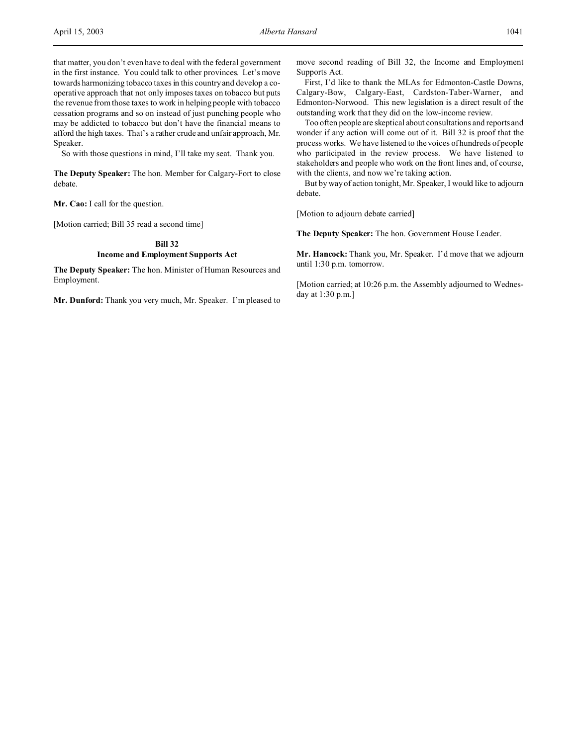that matter, you don't even have to deal with the federal government in the first instance. You could talk to other provinces. Let's move towards harmonizing tobacco taxes in this country and develop a co-operative approach that not only imposes taxes on tobacco but puts the revenue from those taxes to work in helping people with tobacco cessation programs and so on instead of just punching people who may be addicted to tobacco but don't have the financial means to afford the high taxes. That's a rather crude and unfair approach, Mr. Speaker.

So with those questions in mind, I'll take my seat. Thank you.

**The Deputy Speaker:** The hon. Member for Calgary-Fort to close debate.

**Mr. Cao:** I call for the question.

[Motion carried; Bill 35 read a second time]

### Bill 32
### Income and Employment Supports Act

**The Deputy Speaker:** The hon. Minister of Human Resources and Employment.

**Mr. Dunford:** Thank you very much, Mr. Speaker. I'm pleased to move second reading of Bill 32, the Income and Employment Supports Act.

First, I'd like to thank the MLAs for Edmonton-Castle Downs, Calgary-Bow, Calgary-East, Cardston-Taber-Warner, and Edmonton-Norwood. This new legislation is a direct result of the outstanding work that they did on the low-income review.

Too often people are skeptical about consultations and reports and wonder if any action will come out of it. Bill 32 is proof that the process works. We have listened to the voices of hundreds of people who participated in the review process. We have listened to stakeholders and people who work on the front lines and, of course, with the clients, and now we're taking action.

But by way of action tonight, Mr. Speaker, I would like to adjourn debate.

[Motion to adjourn debate carried]

**The Deputy Speaker:** The hon. Government House Leader.

**Mr. Hancock:** Thank you, Mr. Speaker. I'd move that we adjourn until 1:30 p.m. tomorrow.

[Motion carried; at 10:26 p.m. the Assembly adjourned to Wednesday at 1:30 p.m.]